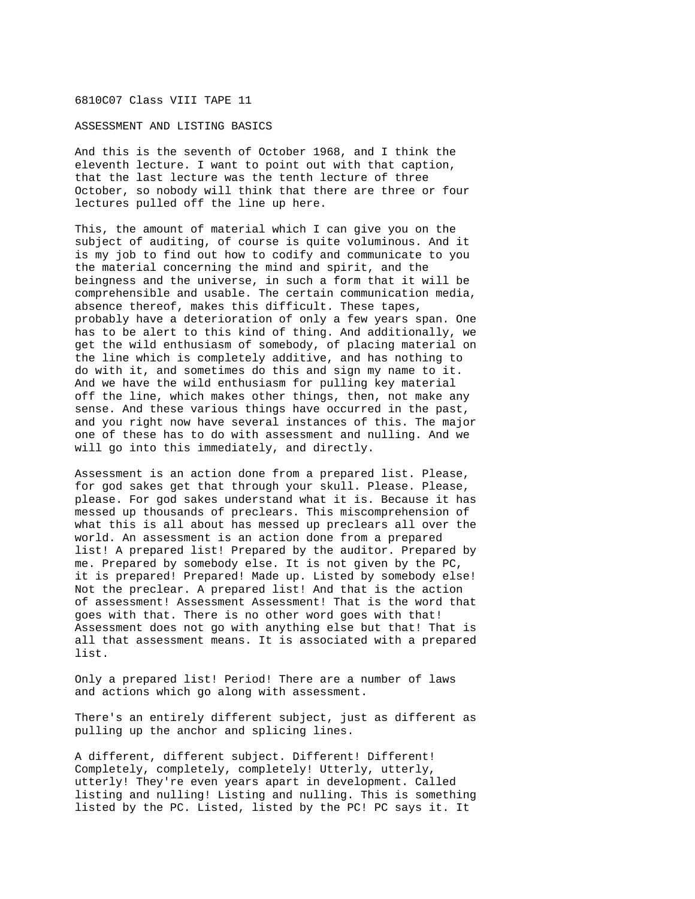6810C07 Class VIII TAPE 11

ASSESSMENT AND LISTING BASICS

And this is the seventh of October 1968, and I think the eleventh lecture. I want to point out with that caption, that the last lecture was the tenth lecture of three October, so nobody will think that there are three or four lectures pulled off the line up here.

This, the amount of material which I can give you on the subject of auditing, of course is quite voluminous. And it is my job to find out how to codify and communicate to you the material concerning the mind and spirit, and the beingness and the universe, in such a form that it will be comprehensible and usable. The certain communication media, absence thereof, makes this difficult. These tapes, probably have a deterioration of only a few years span. One has to be alert to this kind of thing. And additionally, we get the wild enthusiasm of somebody, of placing material on the line which is completely additive, and has nothing to do with it, and sometimes do this and sign my name to it. And we have the wild enthusiasm for pulling key material off the line, which makes other things, then, not make any sense. And these various things have occurred in the past, and you right now have several instances of this. The major one of these has to do with assessment and nulling. And we will go into this immediately, and directly.

Assessment is an action done from a prepared list. Please, for god sakes get that through your skull. Please. Please, please. For god sakes understand what it is. Because it has messed up thousands of preclears. This miscomprehension of what this is all about has messed up preclears all over the world. An assessment is an action done from a prepared list! A prepared list! Prepared by the auditor. Prepared by me. Prepared by somebody else. It is not given by the PC, it is prepared! Prepared! Made up. Listed by somebody else! Not the preclear. A prepared list! And that is the action of assessment! Assessment Assessment! That is the word that goes with that. There is no other word goes with that! Assessment does not go with anything else but that! That is all that assessment means. It is associated with a prepared list.

Only a prepared list! Period! There are a number of laws and actions which go along with assessment.

There's an entirely different subject, just as different as pulling up the anchor and splicing lines.

A different, different subject. Different! Different! Completely, completely, completely! Utterly, utterly, utterly! They're even years apart in development. Called listing and nulling! Listing and nulling. This is something listed by the PC. Listed, listed by the PC! PC says it. It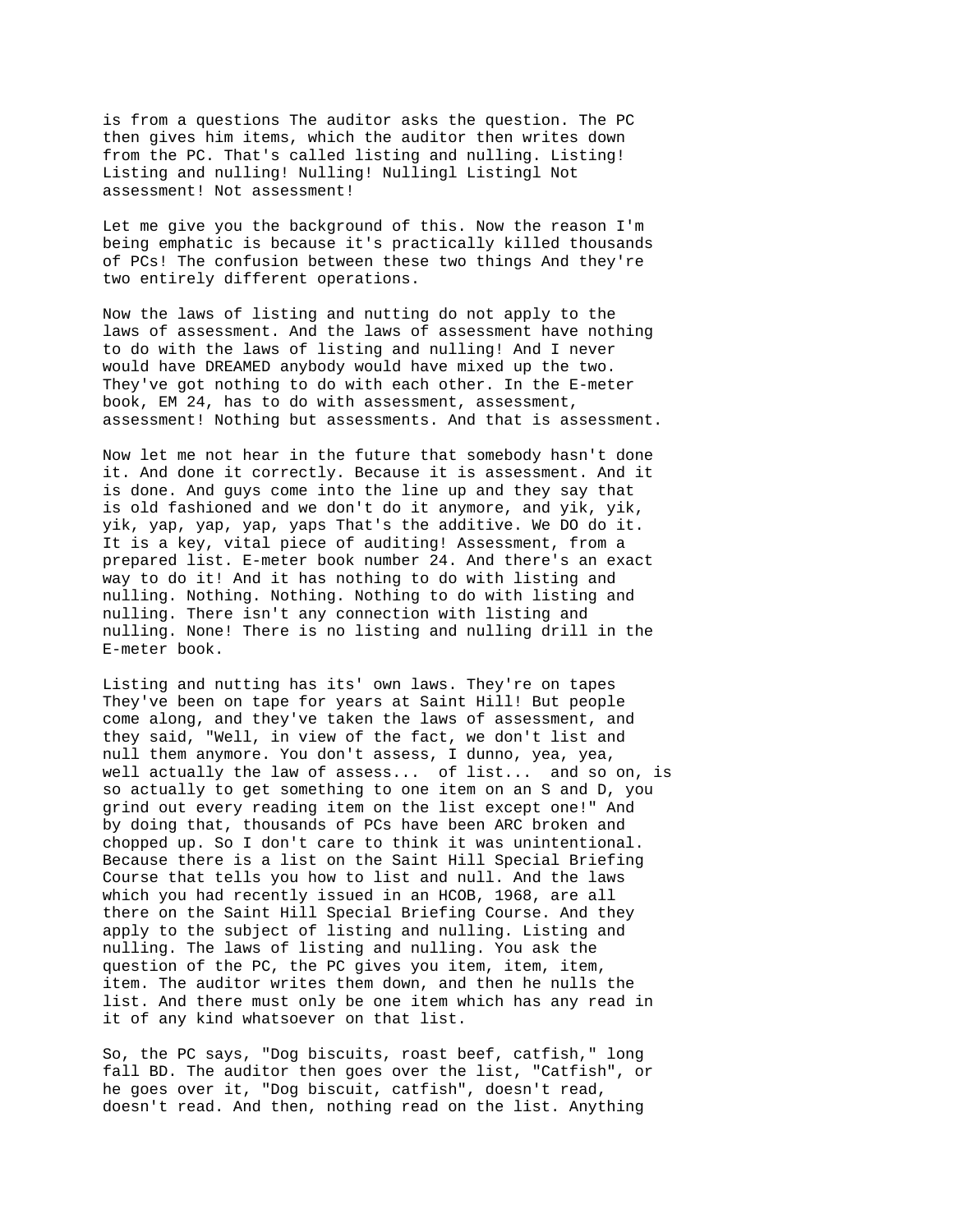is from a questions The auditor asks the question. The PC then gives him items, which the auditor then writes down from the PC. That's called listing and nulling. Listing! Listing and nulling! Nulling! Nullingl Listingl Not assessment! Not assessment!

Let me give you the background of this. Now the reason I'm being emphatic is because it's practically killed thousands of PCs! The confusion between these two things And they're two entirely different operations.

Now the laws of listing and nutting do not apply to the laws of assessment. And the laws of assessment have nothing to do with the laws of listing and nulling! And I never would have DREAMED anybody would have mixed up the two. They've got nothing to do with each other. In the E-meter book, EM 24, has to do with assessment, assessment, assessment! Nothing but assessments. And that is assessment.

Now let me not hear in the future that somebody hasn't done it. And done it correctly. Because it is assessment. And it is done. And guys come into the line up and they say that is old fashioned and we don't do it anymore, and yik, yik, yik, yap, yap, yap, yaps That's the additive. We DO do it. It is a key, vital piece of auditing! Assessment, from a prepared list. E-meter book number 24. And there's an exact way to do it! And it has nothing to do with listing and nulling. Nothing. Nothing. Nothing to do with listing and nulling. There isn't any connection with listing and nulling. None! There is no listing and nulling drill in the E-meter book.

Listing and nutting has its' own laws. They're on tapes They've been on tape for years at Saint Hill! But people come along, and they've taken the laws of assessment, and they said, "Well, in view of the fact, we don't list and null them anymore. You don't assess, I dunno, yea, yea, well actually the law of assess... of list... and so on, is so actually to get something to one item on an S and D, you grind out every reading item on the list except one!" And by doing that, thousands of PCs have been ARC broken and chopped up. So I don't care to think it was unintentional. Because there is a list on the Saint Hill Special Briefing Course that tells you how to list and null. And the laws which you had recently issued in an HCOB, 1968, are all there on the Saint Hill Special Briefing Course. And they apply to the subject of listing and nulling. Listing and nulling. The laws of listing and nulling. You ask the question of the PC, the PC gives you item, item, item, item. The auditor writes them down, and then he nulls the list. And there must only be one item which has any read in it of any kind whatsoever on that list.

So, the PC says, "Dog biscuits, roast beef, catfish," long fall BD. The auditor then goes over the list, "Catfish", or he goes over it, "Dog biscuit, catfish", doesn't read, doesn't read. And then, nothing read on the list. Anything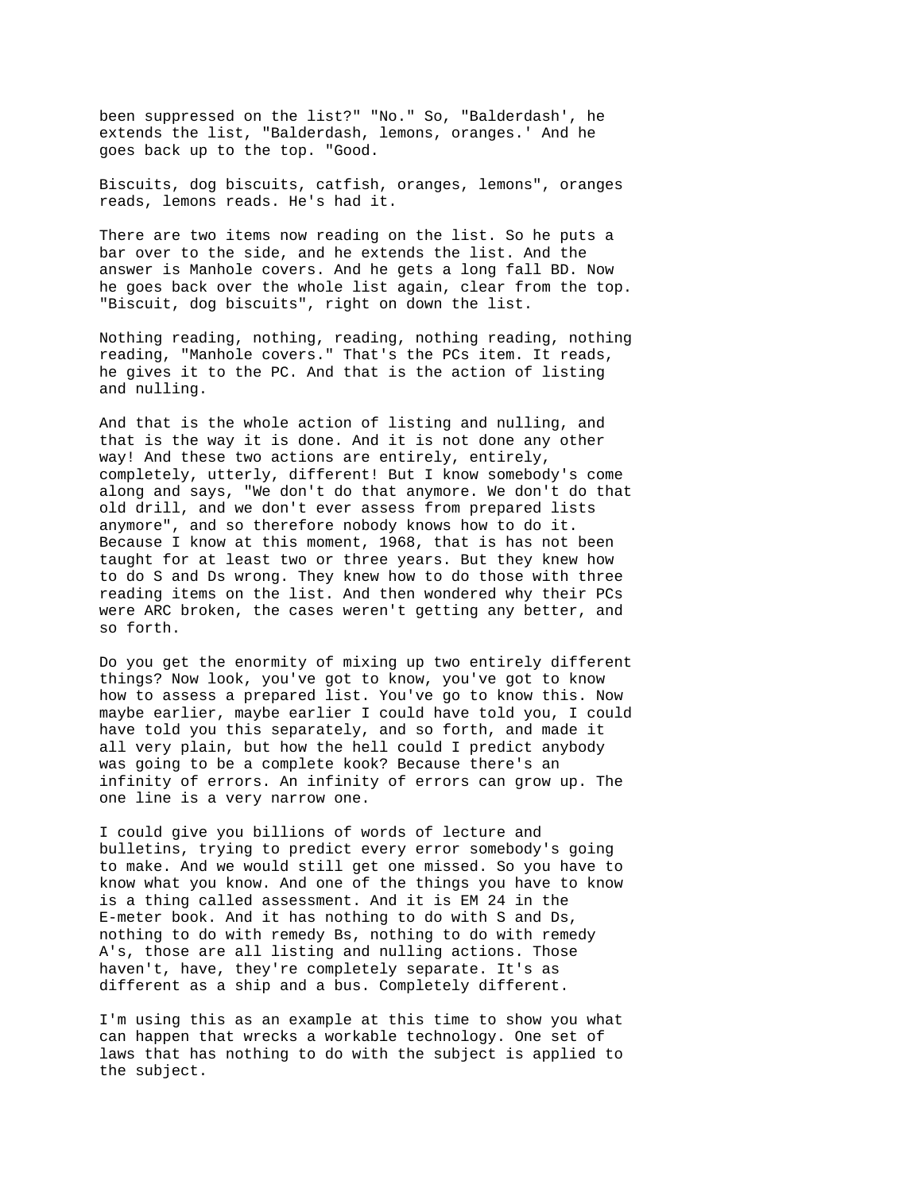been suppressed on the list?" "No." So, "Balderdash', he extends the list, "Balderdash, lemons, oranges.' And he goes back up to the top. "Good.

Biscuits, dog biscuits, catfish, oranges, lemons", oranges reads, lemons reads. He's had it.

There are two items now reading on the list. So he puts a bar over to the side, and he extends the list. And the answer is Manhole covers. And he gets a long fall BD. Now he goes back over the whole list again, clear from the top. "Biscuit, dog biscuits", right on down the list.

Nothing reading, nothing, reading, nothing reading, nothing reading, "Manhole covers." That's the PCs item. It reads, he gives it to the PC. And that is the action of listing and nulling.

And that is the whole action of listing and nulling, and that is the way it is done. And it is not done any other way! And these two actions are entirely, entirely, completely, utterly, different! But I know somebody's come along and says, "We don't do that anymore. We don't do that old drill, and we don't ever assess from prepared lists anymore", and so therefore nobody knows how to do it. Because I know at this moment, 1968, that is has not been taught for at least two or three years. But they knew how to do S and Ds wrong. They knew how to do those with three reading items on the list. And then wondered why their PCs were ARC broken, the cases weren't getting any better, and so forth.

Do you get the enormity of mixing up two entirely different things? Now look, you've got to know, you've got to know how to assess a prepared list. You've go to know this. Now maybe earlier, maybe earlier I could have told you, I could have told you this separately, and so forth, and made it all very plain, but how the hell could I predict anybody was going to be a complete kook? Because there's an infinity of errors. An infinity of errors can grow up. The one line is a very narrow one.

I could give you billions of words of lecture and bulletins, trying to predict every error somebody's going to make. And we would still get one missed. So you have to know what you know. And one of the things you have to know is a thing called assessment. And it is EM 24 in the E-meter book. And it has nothing to do with S and Ds, nothing to do with remedy Bs, nothing to do with remedy A's, those are all listing and nulling actions. Those haven't, have, they're completely separate. It's as different as a ship and a bus. Completely different.

I'm using this as an example at this time to show you what can happen that wrecks a workable technology. One set of laws that has nothing to do with the subject is applied to the subject.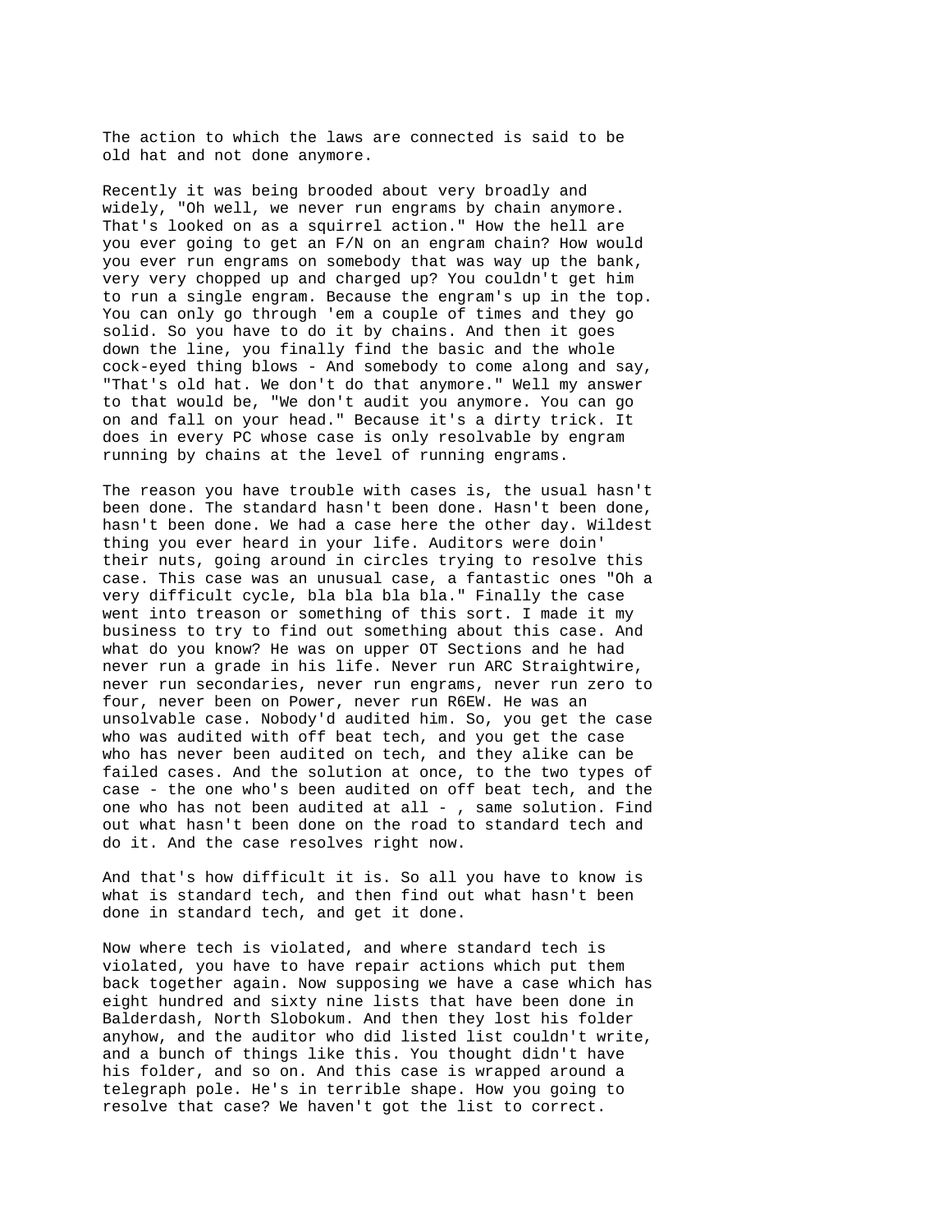The action to which the laws are connected is said to be old hat and not done anymore.

Recently it was being brooded about very broadly and widely, "Oh well, we never run engrams by chain anymore. That's looked on as a squirrel action." How the hell are you ever going to get an F/N on an engram chain? How would you ever run engrams on somebody that was way up the bank, very very chopped up and charged up? You couldn't get him to run a single engram. Because the engram's up in the top. You can only go through 'em a couple of times and they go solid. So you have to do it by chains. And then it goes down the line, you finally find the basic and the whole cock-eyed thing blows - And somebody to come along and say, "That's old hat. We don't do that anymore." Well my answer to that would be, "We don't audit you anymore. You can go on and fall on your head." Because it's a dirty trick. It does in every PC whose case is only resolvable by engram running by chains at the level of running engrams.

The reason you have trouble with cases is, the usual hasn't been done. The standard hasn't been done. Hasn't been done, hasn't been done. We had a case here the other day. Wildest thing you ever heard in your life. Auditors were doin' their nuts, going around in circles trying to resolve this case. This case was an unusual case, a fantastic ones "Oh a very difficult cycle, bla bla bla bla." Finally the case went into treason or something of this sort. I made it my business to try to find out something about this case. And what do you know? He was on upper OT Sections and he had never run a grade in his life. Never run ARC Straightwire, never run secondaries, never run engrams, never run zero to four, never been on Power, never run R6EW. He was an unsolvable case. Nobody'd audited him. So, you get the case who was audited with off beat tech, and you get the case who has never been audited on tech, and they alike can be failed cases. And the solution at once, to the two types of case - the one who's been audited on off beat tech, and the one who has not been audited at all - , same solution. Find out what hasn't been done on the road to standard tech and do it. And the case resolves right now.

And that's how difficult it is. So all you have to know is what is standard tech, and then find out what hasn't been done in standard tech, and get it done.

Now where tech is violated, and where standard tech is violated, you have to have repair actions which put them back together again. Now supposing we have a case which has eight hundred and sixty nine lists that have been done in Balderdash, North Slobokum. And then they lost his folder anyhow, and the auditor who did listed list couldn't write, and a bunch of things like this. You thought didn't have his folder, and so on. And this case is wrapped around a telegraph pole. He's in terrible shape. How you going to resolve that case? We haven't got the list to correct.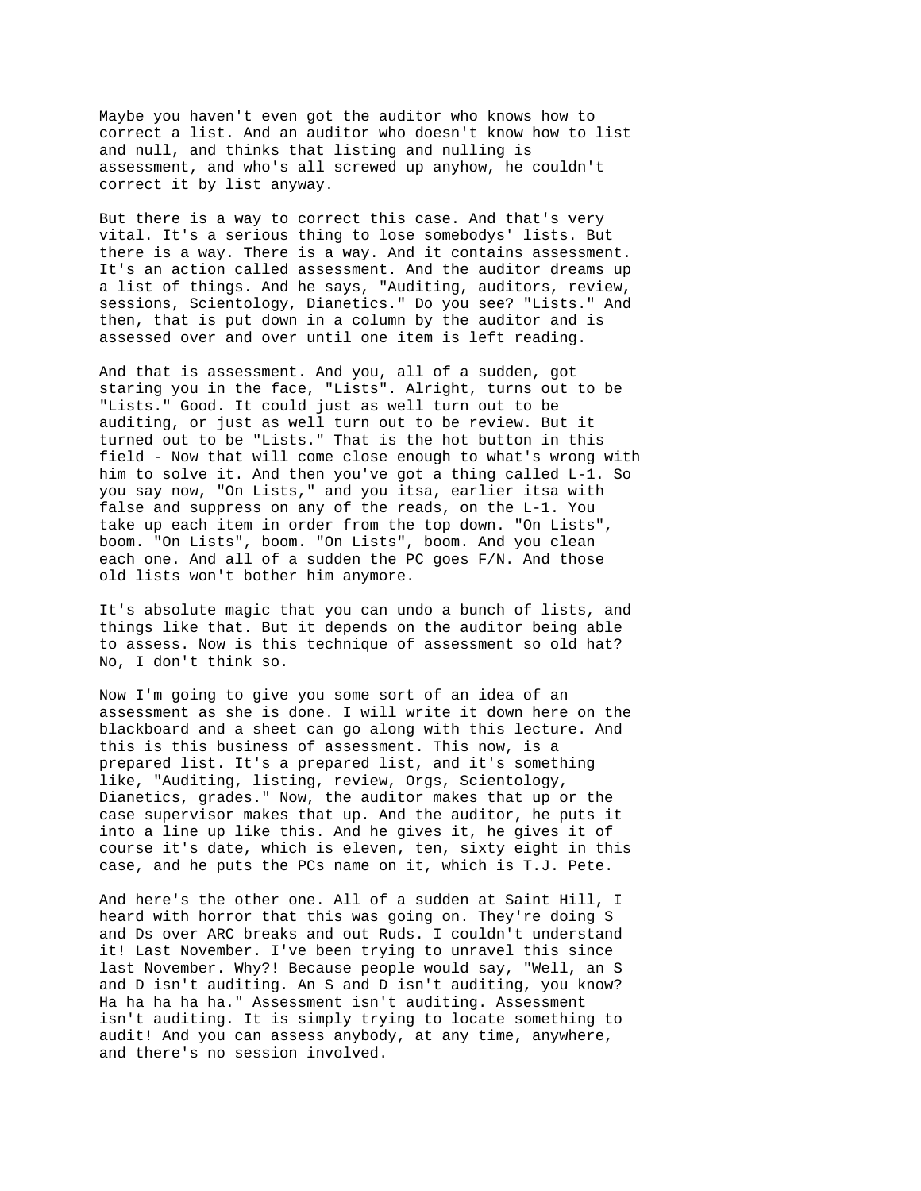Maybe you haven't even got the auditor who knows how to correct a list. And an auditor who doesn't know how to list and null, and thinks that listing and nulling is assessment, and who's all screwed up anyhow, he couldn't correct it by list anyway.

But there is a way to correct this case. And that's very vital. It's a serious thing to lose somebodys' lists. But there is a way. There is a way. And it contains assessment. It's an action called assessment. And the auditor dreams up a list of things. And he says, "Auditing, auditors, review, sessions, Scientology, Dianetics." Do you see? "Lists." And then, that is put down in a column by the auditor and is assessed over and over until one item is left reading.

And that is assessment. And you, all of a sudden, got staring you in the face, "Lists". Alright, turns out to be "Lists." Good. It could just as well turn out to be auditing, or just as well turn out to be review. But it turned out to be "Lists." That is the hot button in this field - Now that will come close enough to what's wrong with him to solve it. And then you've got a thing called L-1. So you say now, "On Lists," and you itsa, earlier itsa with false and suppress on any of the reads, on the L-1. You take up each item in order from the top down. "On Lists", boom. "On Lists", boom. "On Lists", boom. And you clean each one. And all of a sudden the PC goes F/N. And those old lists won't bother him anymore.

It's absolute magic that you can undo a bunch of lists, and things like that. But it depends on the auditor being able to assess. Now is this technique of assessment so old hat? No, I don't think so.

Now I'm going to give you some sort of an idea of an assessment as she is done. I will write it down here on the blackboard and a sheet can go along with this lecture. And this is this business of assessment. This now, is a prepared list. It's a prepared list, and it's something like, "Auditing, listing, review, Orgs, Scientology, Dianetics, grades." Now, the auditor makes that up or the case supervisor makes that up. And the auditor, he puts it into a line up like this. And he gives it, he gives it of course it's date, which is eleven, ten, sixty eight in this case, and he puts the PCs name on it, which is T.J. Pete.

And here's the other one. All of a sudden at Saint Hill, I heard with horror that this was going on. They're doing S and Ds over ARC breaks and out Ruds. I couldn't understand it! Last November. I've been trying to unravel this since last November. Why?! Because people would say, "Well, an S and D isn't auditing. An S and D isn't auditing, you know? Ha ha ha ha ha." Assessment isn't auditing. Assessment isn't auditing. It is simply trying to locate something to audit! And you can assess anybody, at any time, anywhere, and there's no session involved.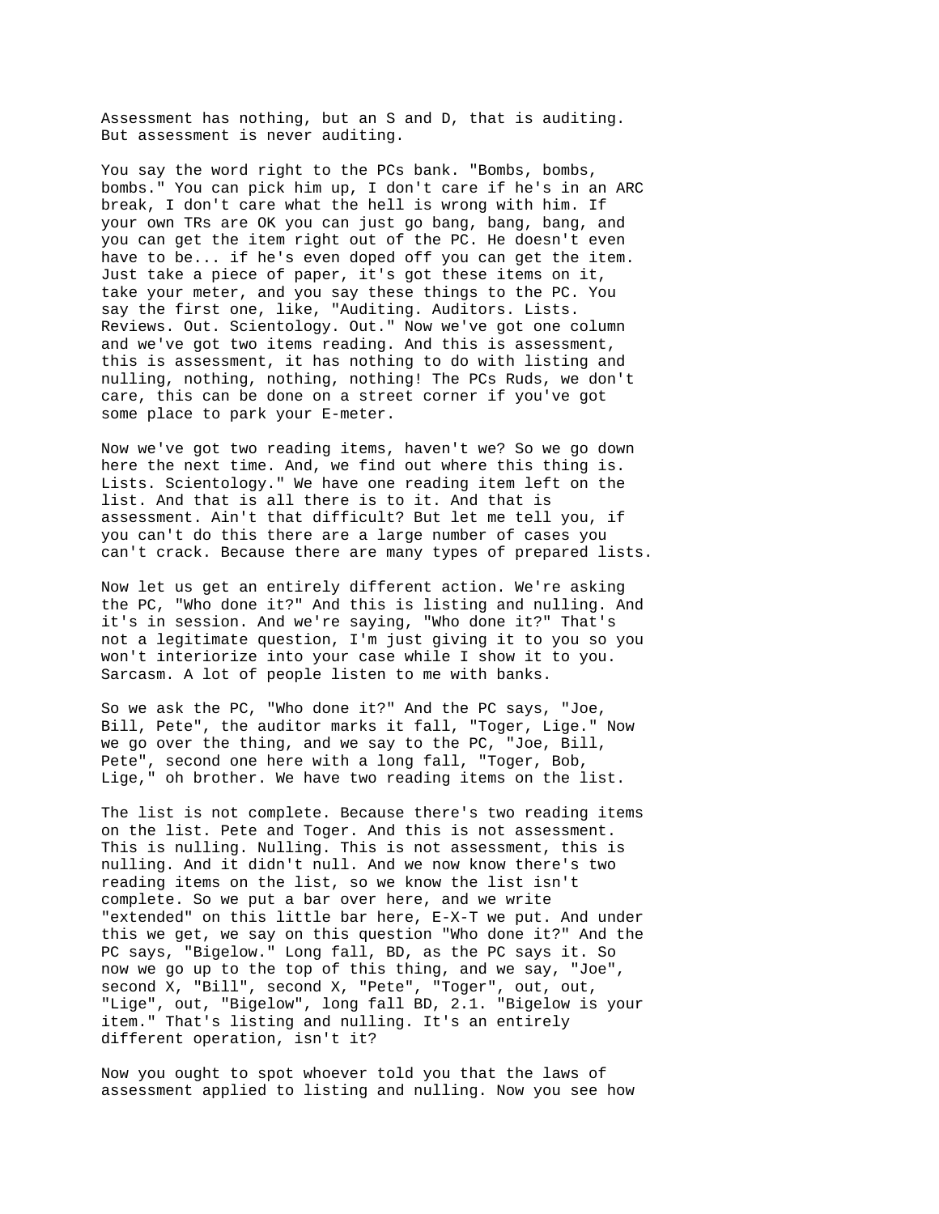Assessment has nothing, but an S and D, that is auditing. But assessment is never auditing.

You say the word right to the PCs bank. "Bombs, bombs, bombs." You can pick him up, I don't care if he's in an ARC break, I don't care what the hell is wrong with him. If your own TRs are OK you can just go bang, bang, bang, and you can get the item right out of the PC. He doesn't even have to be... if he's even doped off you can get the item. Just take a piece of paper, it's got these items on it, take your meter, and you say these things to the PC. You say the first one, like, "Auditing. Auditors. Lists. Reviews. Out. Scientology. Out." Now we've got one column and we've got two items reading. And this is assessment, this is assessment, it has nothing to do with listing and nulling, nothing, nothing, nothing! The PCs Ruds, we don't care, this can be done on a street corner if you've got some place to park your E-meter.

Now we've got two reading items, haven't we? So we go down here the next time. And, we find out where this thing is. Lists. Scientology." We have one reading item left on the list. And that is all there is to it. And that is assessment. Ain't that difficult? But let me tell you, if you can't do this there are a large number of cases you can't crack. Because there are many types of prepared lists.

Now let us get an entirely different action. We're asking the PC, "Who done it?" And this is listing and nulling. And it's in session. And we're saying, "Who done it?" That's not a legitimate question, I'm just giving it to you so you won't interiorize into your case while I show it to you. Sarcasm. A lot of people listen to me with banks.

So we ask the PC, "Who done it?" And the PC says, "Joe, Bill, Pete", the auditor marks it fall, "Toger, Lige." Now we go over the thing, and we say to the PC, "Joe, Bill, Pete", second one here with a long fall, "Toger, Bob, Lige," oh brother. We have two reading items on the list.

The list is not complete. Because there's two reading items on the list. Pete and Toger. And this is not assessment. This is nulling. Nulling. This is not assessment, this is nulling. And it didn't null. And we now know there's two reading items on the list, so we know the list isn't complete. So we put a bar over here, and we write "extended" on this little bar here, E-X-T we put. And under this we get, we say on this question "Who done it?" And the PC says, "Bigelow." Long fall, BD, as the PC says it. So now we go up to the top of this thing, and we say, "Joe", second X, "Bill", second X, "Pete", "Toger", out, out, "Lige", out, "Bigelow", long fall BD, 2.1. "Bigelow is your item." That's listing and nulling. It's an entirely different operation, isn't it?

Now you ought to spot whoever told you that the laws of assessment applied to listing and nulling. Now you see how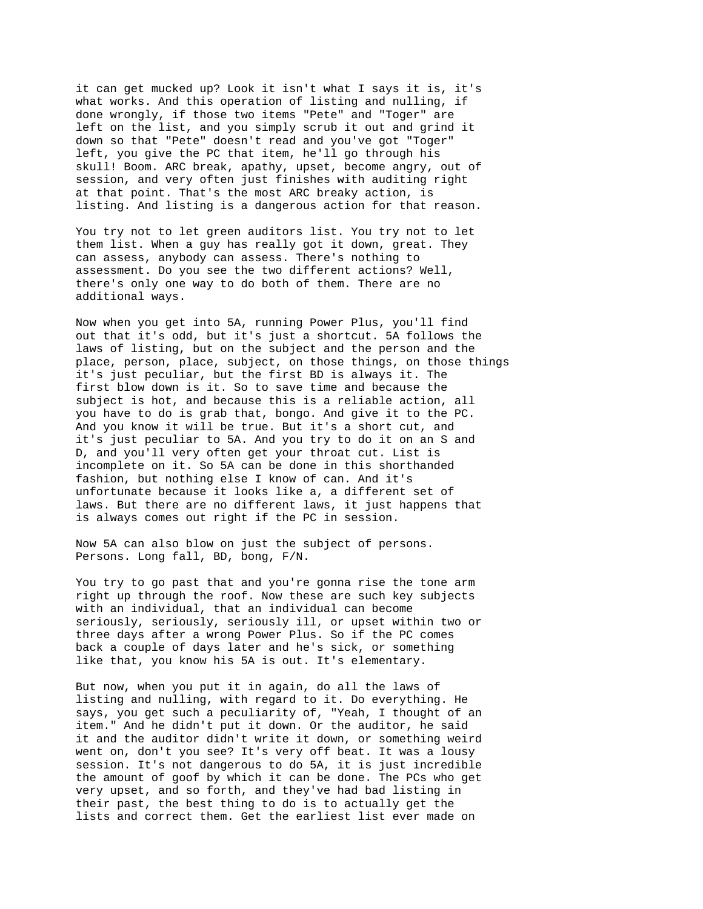it can get mucked up? Look it isn't what I says it is, it's what works. And this operation of listing and nulling, if done wrongly, if those two items "Pete" and "Toger" are left on the list, and you simply scrub it out and grind it down so that "Pete" doesn't read and you've got "Toger" left, you give the PC that item, he'll go through his skull! Boom. ARC break, apathy, upset, become angry, out of session, and very often just finishes with auditing right at that point. That's the most ARC breaky action, is listing. And listing is a dangerous action for that reason.

You try not to let green auditors list. You try not to let them list. When a guy has really got it down, great. They can assess, anybody can assess. There's nothing to assessment. Do you see the two different actions? Well, there's only one way to do both of them. There are no additional ways.

Now when you get into 5A, running Power Plus, you'll find out that it's odd, but it's just a shortcut. 5A follows the laws of listing, but on the subject and the person and the place, person, place, subject, on those things, on those things it's just peculiar, but the first BD is always it. The first blow down is it. So to save time and because the subject is hot, and because this is a reliable action, all you have to do is grab that, bongo. And give it to the PC. And you know it will be true. But it's a short cut, and it's just peculiar to 5A. And you try to do it on an S and D, and you'll very often get your throat cut. List is incomplete on it. So 5A can be done in this shorthanded fashion, but nothing else I know of can. And it's unfortunate because it looks like a, a different set of laws. But there are no different laws, it just happens that is always comes out right if the PC in session.

Now 5A can also blow on just the subject of persons. Persons. Long fall, BD, bong, F/N.

You try to go past that and you're gonna rise the tone arm right up through the roof. Now these are such key subjects with an individual, that an individual can become seriously, seriously, seriously ill, or upset within two or three days after a wrong Power Plus. So if the PC comes back a couple of days later and he's sick, or something like that, you know his 5A is out. It's elementary.

But now, when you put it in again, do all the laws of listing and nulling, with regard to it. Do everything. He says, you get such a peculiarity of, "Yeah, I thought of an item." And he didn't put it down. Or the auditor, he said it and the auditor didn't write it down, or something weird went on, don't you see? It's very off beat. It was a lousy session. It's not dangerous to do 5A, it is just incredible the amount of goof by which it can be done. The PCs who get very upset, and so forth, and they've had bad listing in their past, the best thing to do is to actually get the lists and correct them. Get the earliest list ever made on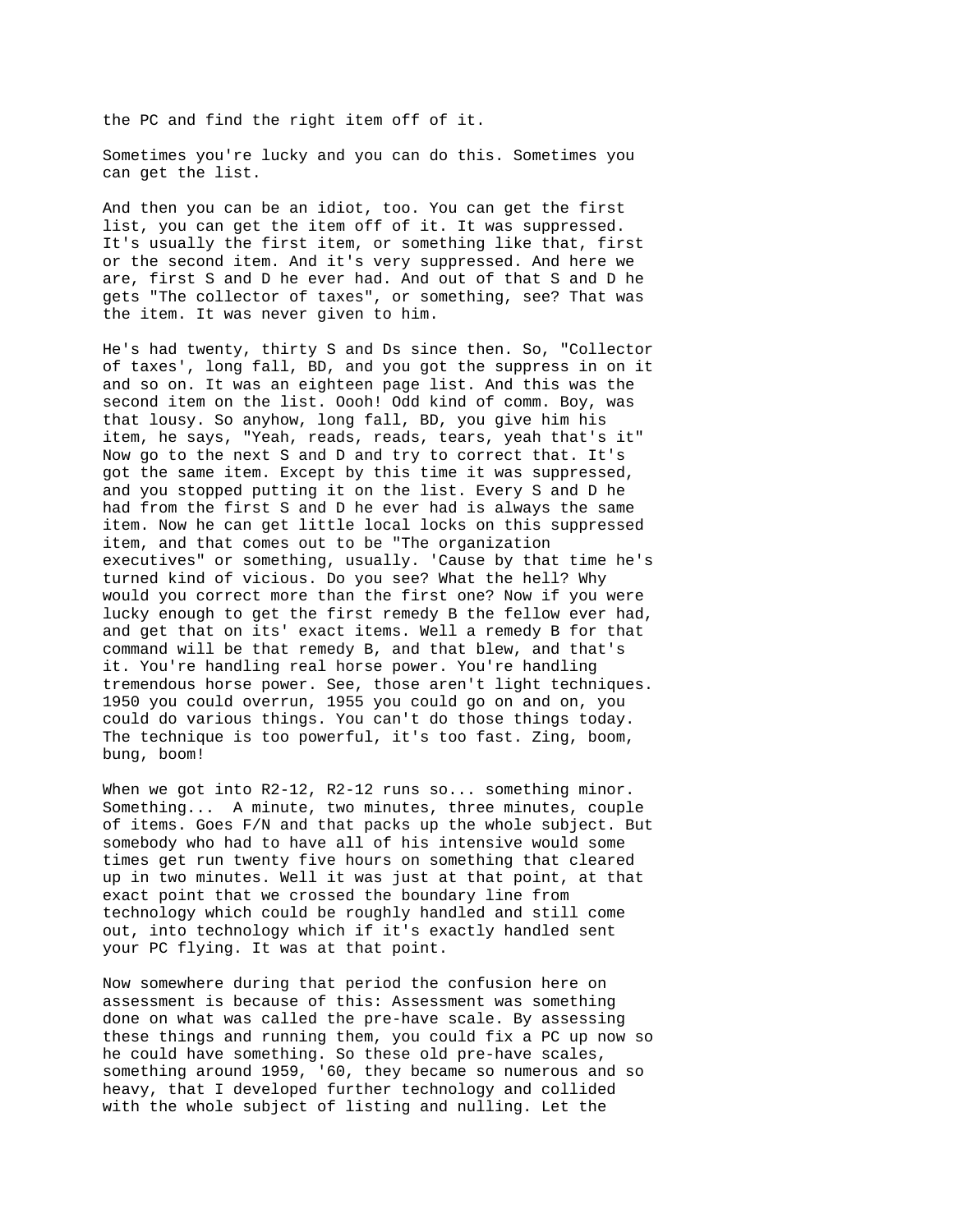the PC and find the right item off of it.

Sometimes you're lucky and you can do this. Sometimes you can get the list.

And then you can be an idiot, too. You can get the first list, you can get the item off of it. It was suppressed. It's usually the first item, or something like that, first or the second item. And it's very suppressed. And here we are, first S and D he ever had. And out of that S and D he gets "The collector of taxes", or something, see? That was the item. It was never given to him.

He's had twenty, thirty S and Ds since then. So, "Collector of taxes', long fall, BD, and you got the suppress in on it and so on. It was an eighteen page list. And this was the second item on the list. Oooh! Odd kind of comm. Boy, was that lousy. So anyhow, long fall, BD, you give him his item, he says, "Yeah, reads, reads, tears, yeah that's it" Now go to the next S and D and try to correct that. It's got the same item. Except by this time it was suppressed, and you stopped putting it on the list. Every S and D he had from the first S and D he ever had is always the same item. Now he can get little local locks on this suppressed item, and that comes out to be "The organization executives" or something, usually. 'Cause by that time he's turned kind of vicious. Do you see? What the hell? Why would you correct more than the first one? Now if you were lucky enough to get the first remedy B the fellow ever had, and get that on its' exact items. Well a remedy B for that command will be that remedy B, and that blew, and that's it. You're handling real horse power. You're handling tremendous horse power. See, those aren't light techniques. 1950 you could overrun, 1955 you could go on and on, you could do various things. You can't do those things today. The technique is too powerful, it's too fast. Zing, boom, bung, boom!

When we got into R2-12, R2-12 runs so... something minor. Something... A minute, two minutes, three minutes, couple of items. Goes F/N and that packs up the whole subject. But somebody who had to have all of his intensive would some times get run twenty five hours on something that cleared up in two minutes. Well it was just at that point, at that exact point that we crossed the boundary line from technology which could be roughly handled and still come out, into technology which if it's exactly handled sent your PC flying. It was at that point.

Now somewhere during that period the confusion here on assessment is because of this: Assessment was something done on what was called the pre-have scale. By assessing these things and running them, you could fix a PC up now so he could have something. So these old pre-have scales, something around 1959, '60, they became so numerous and so heavy, that I developed further technology and collided with the whole subject of listing and nulling. Let the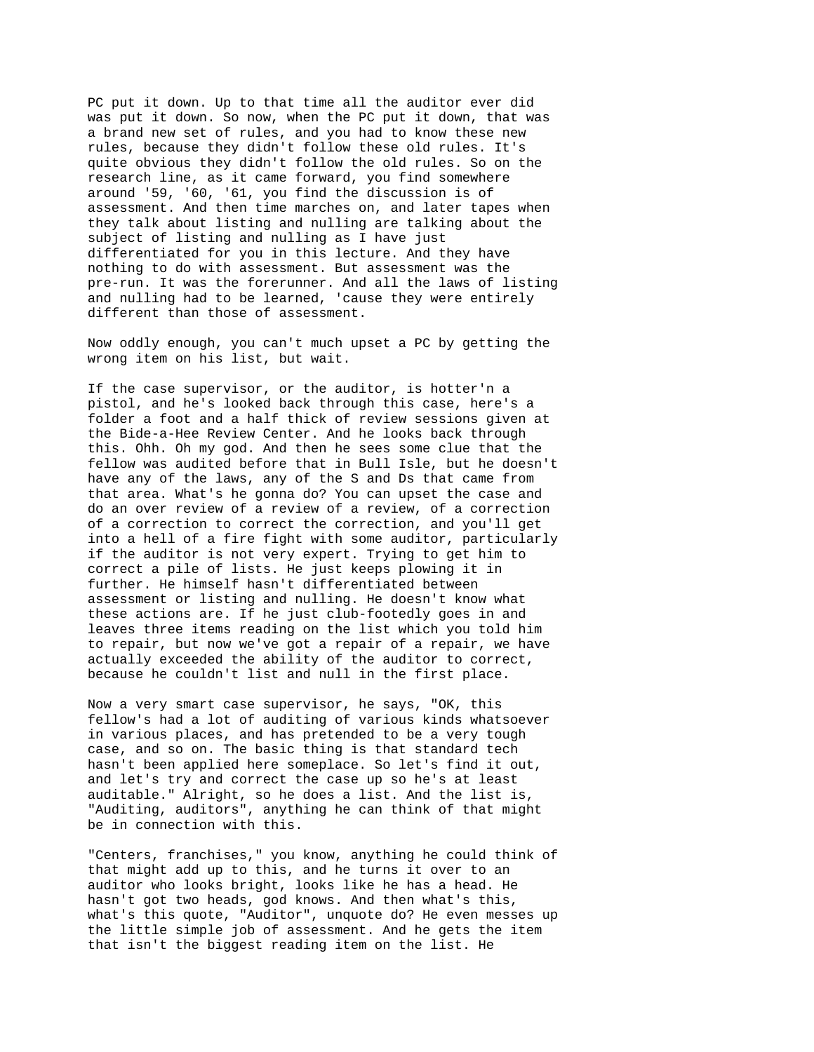PC put it down. Up to that time all the auditor ever did was put it down. So now, when the PC put it down, that was a brand new set of rules, and you had to know these new rules, because they didn't follow these old rules. It's quite obvious they didn't follow the old rules. So on the research line, as it came forward, you find somewhere around '59, '60, '61, you find the discussion is of assessment. And then time marches on, and later tapes when they talk about listing and nulling are talking about the subject of listing and nulling as I have just differentiated for you in this lecture. And they have nothing to do with assessment. But assessment was the pre-run. It was the forerunner. And all the laws of listing and nulling had to be learned, 'cause they were entirely different than those of assessment.

Now oddly enough, you can't much upset a PC by getting the wrong item on his list, but wait.

If the case supervisor, or the auditor, is hotter'n a pistol, and he's looked back through this case, here's a folder a foot and a half thick of review sessions given at the Bide-a-Hee Review Center. And he looks back through this. Ohh. Oh my god. And then he sees some clue that the fellow was audited before that in Bull Isle, but he doesn't have any of the laws, any of the S and Ds that came from that area. What's he gonna do? You can upset the case and do an over review of a review of a review, of a correction of a correction to correct the correction, and you'll get into a hell of a fire fight with some auditor, particularly if the auditor is not very expert. Trying to get him to correct a pile of lists. He just keeps plowing it in further. He himself hasn't differentiated between assessment or listing and nulling. He doesn't know what these actions are. If he just club-footedly goes in and leaves three items reading on the list which you told him to repair, but now we've got a repair of a repair, we have actually exceeded the ability of the auditor to correct, because he couldn't list and null in the first place.

Now a very smart case supervisor, he says, "OK, this fellow's had a lot of auditing of various kinds whatsoever in various places, and has pretended to be a very tough case, and so on. The basic thing is that standard tech hasn't been applied here someplace. So let's find it out, and let's try and correct the case up so he's at least auditable." Alright, so he does a list. And the list is, "Auditing, auditors", anything he can think of that might be in connection with this.

"Centers, franchises," you know, anything he could think of that might add up to this, and he turns it over to an auditor who looks bright, looks like he has a head. He hasn't got two heads, god knows. And then what's this, what's this quote, "Auditor", unquote do? He even messes up the little simple job of assessment. And he gets the item that isn't the biggest reading item on the list. He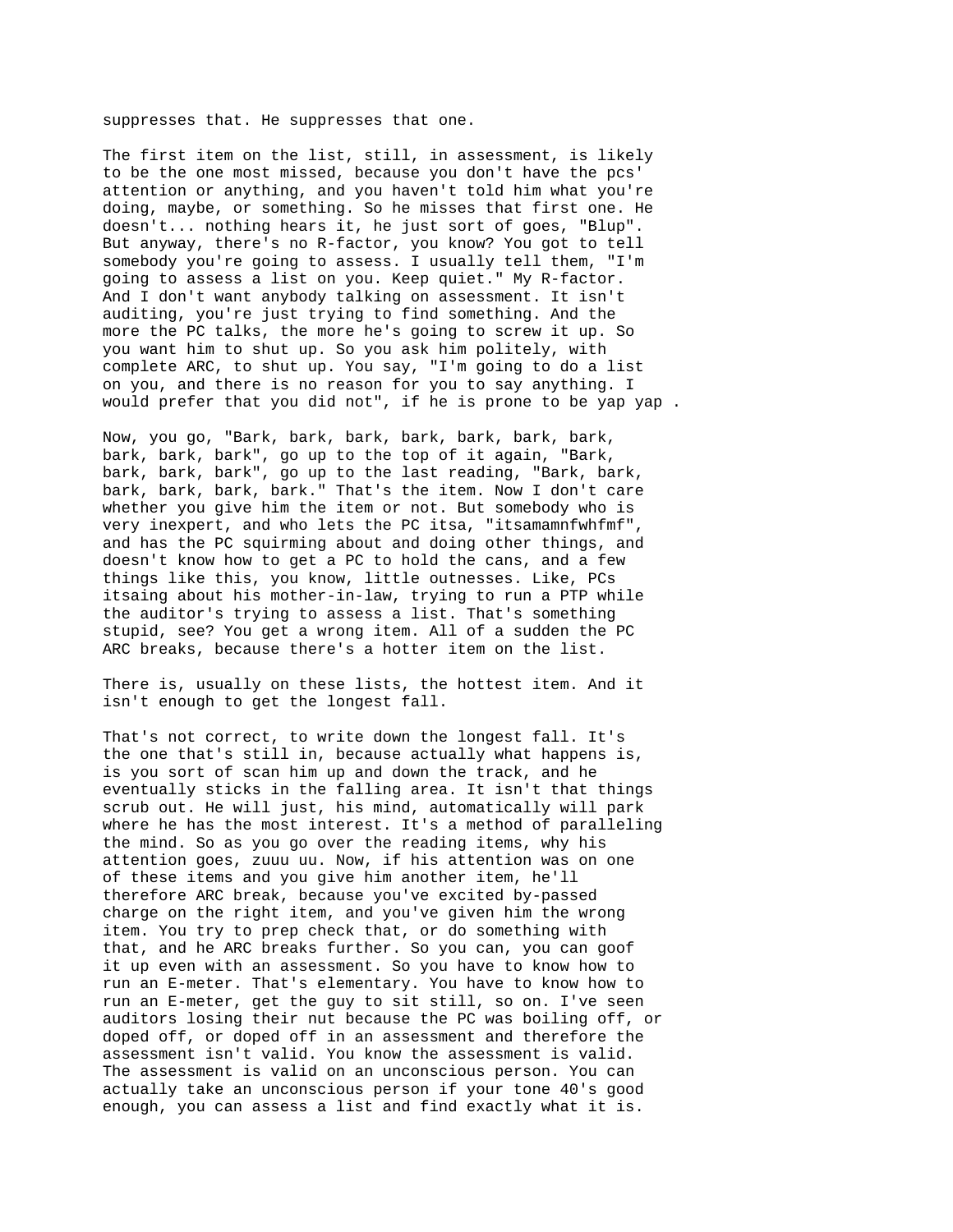suppresses that. He suppresses that one.

The first item on the list, still, in assessment, is likely to be the one most missed, because you don't have the pcs' attention or anything, and you haven't told him what you're doing, maybe, or something. So he misses that first one. He doesn't... nothing hears it, he just sort of goes, "Blup". But anyway, there's no R-factor, you know? You got to tell somebody you're going to assess. I usually tell them, "I'm going to assess a list on you. Keep quiet." My R-factor. And I don't want anybody talking on assessment. It isn't auditing, you're just trying to find something. And the more the PC talks, the more he's going to screw it up. So you want him to shut up. So you ask him politely, with complete ARC, to shut up. You say, "I'm going to do a list on you, and there is no reason for you to say anything. I would prefer that you did not", if he is prone to be yap yap .

Now, you go, "Bark, bark, bark, bark, bark, bark, bark, bark, bark, bark", go up to the top of it again, "Bark, bark, bark, bark", go up to the last reading, "Bark, bark, bark, bark, bark, bark." That's the item. Now I don't care whether you give him the item or not. But somebody who is very inexpert, and who lets the PC itsa, "itsamamnfwhfmf", and has the PC squirming about and doing other things, and doesn't know how to get a PC to hold the cans, and a few things like this, you know, little outnesses. Like, PCs itsaing about his mother-in-law, trying to run a PTP while the auditor's trying to assess a list. That's something stupid, see? You get a wrong item. All of a sudden the PC ARC breaks, because there's a hotter item on the list.

There is, usually on these lists, the hottest item. And it isn't enough to get the longest fall.

That's not correct, to write down the longest fall. It's the one that's still in, because actually what happens is, is you sort of scan him up and down the track, and he eventually sticks in the falling area. It isn't that things scrub out. He will just, his mind, automatically will park where he has the most interest. It's a method of paralleling the mind. So as you go over the reading items, why his attention goes, zuuu uu. Now, if his attention was on one of these items and you give him another item, he'll therefore ARC break, because you've excited by-passed charge on the right item, and you've given him the wrong item. You try to prep check that, or do something with that, and he ARC breaks further. So you can, you can goof it up even with an assessment. So you have to know how to run an E-meter. That's elementary. You have to know how to run an E-meter, get the guy to sit still, so on. I've seen auditors losing their nut because the PC was boiling off, or doped off, or doped off in an assessment and therefore the assessment isn't valid. You know the assessment is valid. The assessment is valid on an unconscious person. You can actually take an unconscious person if your tone 40's good enough, you can assess a list and find exactly what it is.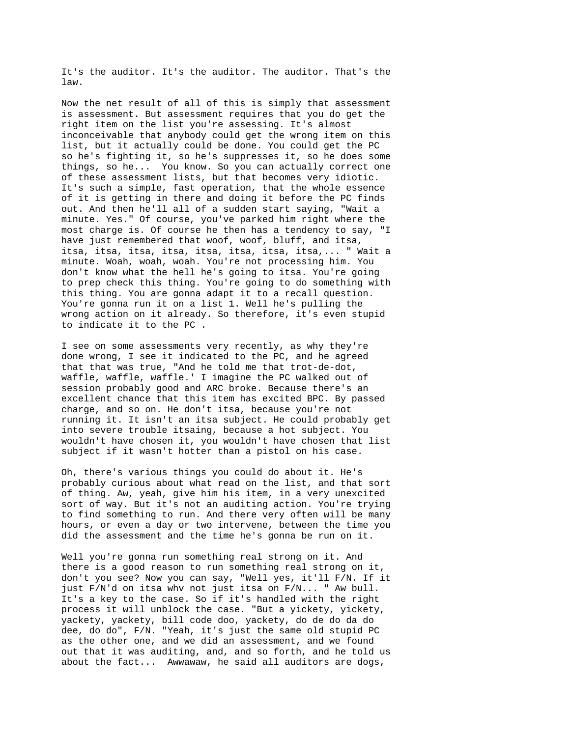It's the auditor. It's the auditor. The auditor. That's the law.

Now the net result of all of this is simply that assessment is assessment. But assessment requires that you do get the right item on the list you're assessing. It's almost inconceivable that anybody could get the wrong item on this list, but it actually could be done. You could get the PC so he's fighting it, so he's suppresses it, so he does some things, so he... You know. So you can actually correct one of these assessment lists, but that becomes very idiotic. It's such a simple, fast operation, that the whole essence of it is getting in there and doing it before the PC finds out. And then he'll all of a sudden start saying, "Wait a minute. Yes." Of course, you've parked him right where the most charge is. Of course he then has a tendency to say, "I have just remembered that woof, woof, bluff, and itsa, itsa, itsa, itsa, itsa, itsa, itsa, itsa, itsa,... " Wait a minute. Woah, woah, woah. You're not processing him. You don't know what the hell he's going to itsa. You're going to prep check this thing. You're going to do something with this thing. You are gonna adapt it to a recall question. You're gonna run it on a list 1. Well he's pulling the wrong action on it already. So therefore, it's even stupid to indicate it to the PC .

I see on some assessments very recently, as why they're done wrong, I see it indicated to the PC, and he agreed that that was true, "And he told me that trot-de-dot, waffle, waffle, waffle.' I imagine the PC walked out of session probably good and ARC broke. Because there's an excellent chance that this item has excited BPC. By passed charge, and so on. He don't itsa, because you're not running it. It isn't an itsa subject. He could probably get into severe trouble itsaing, because a hot subject. You wouldn't have chosen it, you wouldn't have chosen that list subject if it wasn't hotter than a pistol on his case.

Oh, there's various things you could do about it. He's probably curious about what read on the list, and that sort of thing. Aw, yeah, give him his item, in a very unexcited sort of way. But it's not an auditing action. You're trying to find something to run. And there very often will be many hours, or even a day or two intervene, between the time you did the assessment and the time he's gonna be run on it.

Well you're gonna run something real strong on it. And there is a good reason to run something real strong on it, don't you see? Now you can say, "Well yes, it'll F/N. If it just F/N'd on itsa whv not just itsa on F/N... " Aw bull. It's a key to the case. So if it's handled with the right process it will unblock the case. "But a yickety, yickety, yackety, yackety, bill code doo, yackety, do de do da do dee, do do", F/N. "Yeah, it's just the same old stupid PC as the other one, and we did an assessment, and we found out that it was auditing, and, and so forth, and he told us about the fact... Awwawaw, he said all auditors are dogs,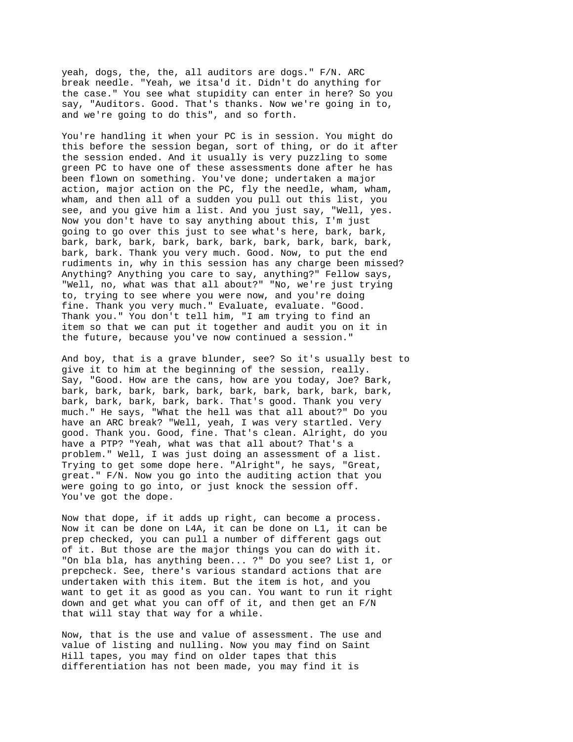yeah, dogs, the, the, all auditors are dogs." F/N. ARC break needle. "Yeah, we itsa'd it. Didn't do anything for the case." You see what stupidity can enter in here? So you say, "Auditors. Good. That's thanks. Now we're going in to, and we're going to do this", and so forth.

You're handling it when your PC is in session. You might do this before the session began, sort of thing, or do it after the session ended. And it usually is very puzzling to some green PC to have one of these assessments done after he has been flown on something. You've done; undertaken a major action, major action on the PC, fly the needle, wham, wham, wham, and then all of a sudden you pull out this list, you see, and you give him a list. And you just say, "Well, yes. Now you don't have to say anything about this, I'm just going to go over this just to see what's here, bark, bark, bark, bark, bark, bark, bark, bark, bark, bark, bark, bark, bark, bark. Thank you very much. Good. Now, to put the end rudiments in, why in this session has any charge been missed? Anything? Anything you care to say, anything?" Fellow says, "Well, no, what was that all about?" "No, we're just trying to, trying to see where you were now, and you're doing fine. Thank you very much." Evaluate, evaluate. "Good. Thank you." You don't tell him, "I am trying to find an item so that we can put it together and audit you on it in the future, because you've now continued a session."

And boy, that is a grave blunder, see? So it's usually best to give it to him at the beginning of the session, really. Say, "Good. How are the cans, how are you today, Joe? Bark, bark, bark, bark, bark, bark, bark, bark, bark, bark, bark, bark, bark, bark, bark, bark. That's good. Thank you very much." He says, "What the hell was that all about?" Do you have an ARC break? "Well, yeah, I was very startled. Very good. Thank you. Good, fine. That's clean. Alright, do you have a PTP? "Yeah, what was that all about? That's a problem." Well, I was just doing an assessment of a list. Trying to get some dope here. "Alright", he says, "Great, great." F/N. Now you go into the auditing action that you were going to go into, or just knock the session off. You've got the dope.

Now that dope, if it adds up right, can become a process. Now it can be done on L4A, it can be done on L1, it can be prep checked, you can pull a number of different gags out of it. But those are the major things you can do with it. "On bla bla, has anything been... ?" Do you see? List 1, or prepcheck. See, there's various standard actions that are undertaken with this item. But the item is hot, and you want to get it as good as you can. You want to run it right down and get what you can off of it, and then get an F/N that will stay that way for a while.

Now, that is the use and value of assessment. The use and value of listing and nulling. Now you may find on Saint Hill tapes, you may find on older tapes that this differentiation has not been made, you may find it is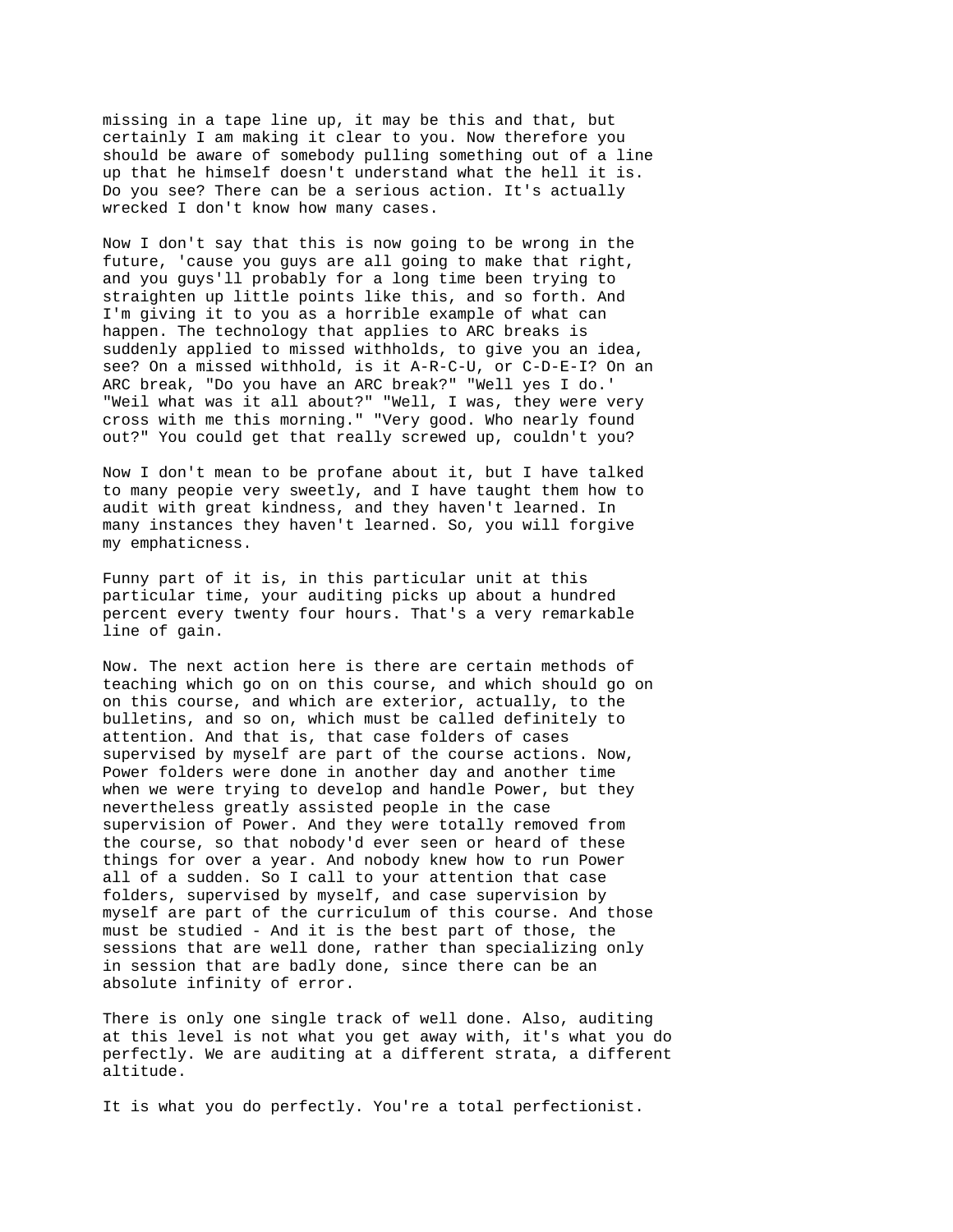missing in a tape line up, it may be this and that, but certainly I am making it clear to you. Now therefore you should be aware of somebody pulling something out of a line up that he himself doesn't understand what the hell it is. Do you see? There can be a serious action. It's actually wrecked I don't know how many cases.

Now I don't say that this is now going to be wrong in the future, 'cause you guys are all going to make that right, and you guys'll probably for a long time been trying to straighten up little points like this, and so forth. And I'm giving it to you as a horrible example of what can happen. The technology that applies to ARC breaks is suddenly applied to missed withholds, to give you an idea, see? On a missed withhold, is it A-R-C-U, or C-D-E-I? On an ARC break, "Do you have an ARC break?" "Well yes I do.' "Weil what was it all about?" "Well, I was, they were very cross with me this morning." "Very good. Who nearly found out?" You could get that really screwed up, couldn't you?

Now I don't mean to be profane about it, but I have talked to many peopie very sweetly, and I have taught them how to audit with great kindness, and they haven't learned. In many instances they haven't learned. So, you will forgive my emphaticness.

Funny part of it is, in this particular unit at this particular time, your auditing picks up about a hundred percent every twenty four hours. That's a very remarkable line of gain.

Now. The next action here is there are certain methods of teaching which go on on this course, and which should go on on this course, and which are exterior, actually, to the bulletins, and so on, which must be called definitely to attention. And that is, that case folders of cases supervised by myself are part of the course actions. Now, Power folders were done in another day and another time when we were trying to develop and handle Power, but they nevertheless greatly assisted people in the case supervision of Power. And they were totally removed from the course, so that nobody'd ever seen or heard of these things for over a year. And nobody knew how to run Power all of a sudden. So I call to your attention that case folders, supervised by myself, and case supervision by myself are part of the curriculum of this course. And those must be studied - And it is the best part of those, the sessions that are well done, rather than specializing only in session that are badly done, since there can be an absolute infinity of error.

There is only one single track of well done. Also, auditing at this level is not what you get away with, it's what you do perfectly. We are auditing at a different strata, a different altitude.

It is what you do perfectly. You're a total perfectionist.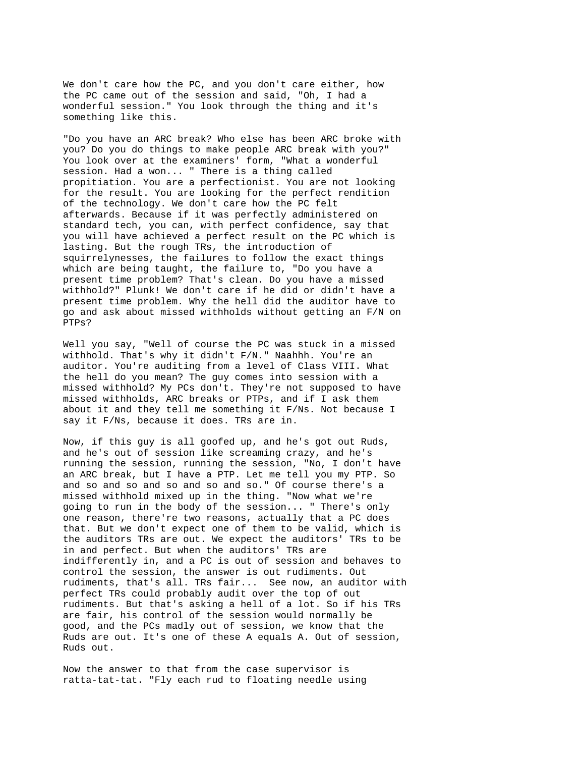We don't care how the PC, and you don't care either, how the PC came out of the session and said, "Oh, I had a wonderful session." You look through the thing and it's something like this.

"Do you have an ARC break? Who else has been ARC broke with you? Do you do things to make people ARC break with you?" You look over at the examiners' form, "What a wonderful session. Had a won... " There is a thing called propitiation. You are a perfectionist. You are not looking for the result. You are looking for the perfect rendition of the technology. We don't care how the PC felt afterwards. Because if it was perfectly administered on standard tech, you can, with perfect confidence, say that you will have achieved a perfect result on the PC which is lasting. But the rough TRs, the introduction of squirrelynesses, the failures to follow the exact things which are being taught, the failure to, "Do you have a present time problem? That's clean. Do you have a missed withhold?" Plunk! We don't care if he did or didn't have a present time problem. Why the hell did the auditor have to go and ask about missed withholds without getting an F/N on PTPs?

Well you say, "Well of course the PC was stuck in a missed withhold. That's why it didn't F/N." Naahhh. You're an auditor. You're auditing from a level of Class VIII. What the hell do you mean? The guy comes into session with a missed withhold? My PCs don't. They're not supposed to have missed withholds, ARC breaks or PTPs, and if I ask them about it and they tell me something it F/Ns. Not because I say it F/Ns, because it does. TRs are in.

Now, if this guy is all goofed up, and he's got out Ruds, and he's out of session like screaming crazy, and he's running the session, running the session, "No, I don't have an ARC break, but I have a PTP. Let me tell you my PTP. So and so and so and so and so and so." Of course there's a missed withhold mixed up in the thing. "Now what we're going to run in the body of the session... " There's only one reason, there're two reasons, actually that a PC does that. But we don't expect one of them to be valid, which is the auditors TRs are out. We expect the auditors' TRs to be in and perfect. But when the auditors' TRs are indifferently in, and a PC is out of session and behaves to control the session, the answer is out rudiments. Out rudiments, that's all. TRs fair... See now, an auditor with perfect TRs could probably audit over the top of out rudiments. But that's asking a hell of a lot. So if his TRs are fair, his control of the session would normally be good, and the PCs madly out of session, we know that the Ruds are out. It's one of these A equals A. Out of session, Ruds out.

Now the answer to that from the case supervisor is ratta-tat-tat. "Fly each rud to floating needle using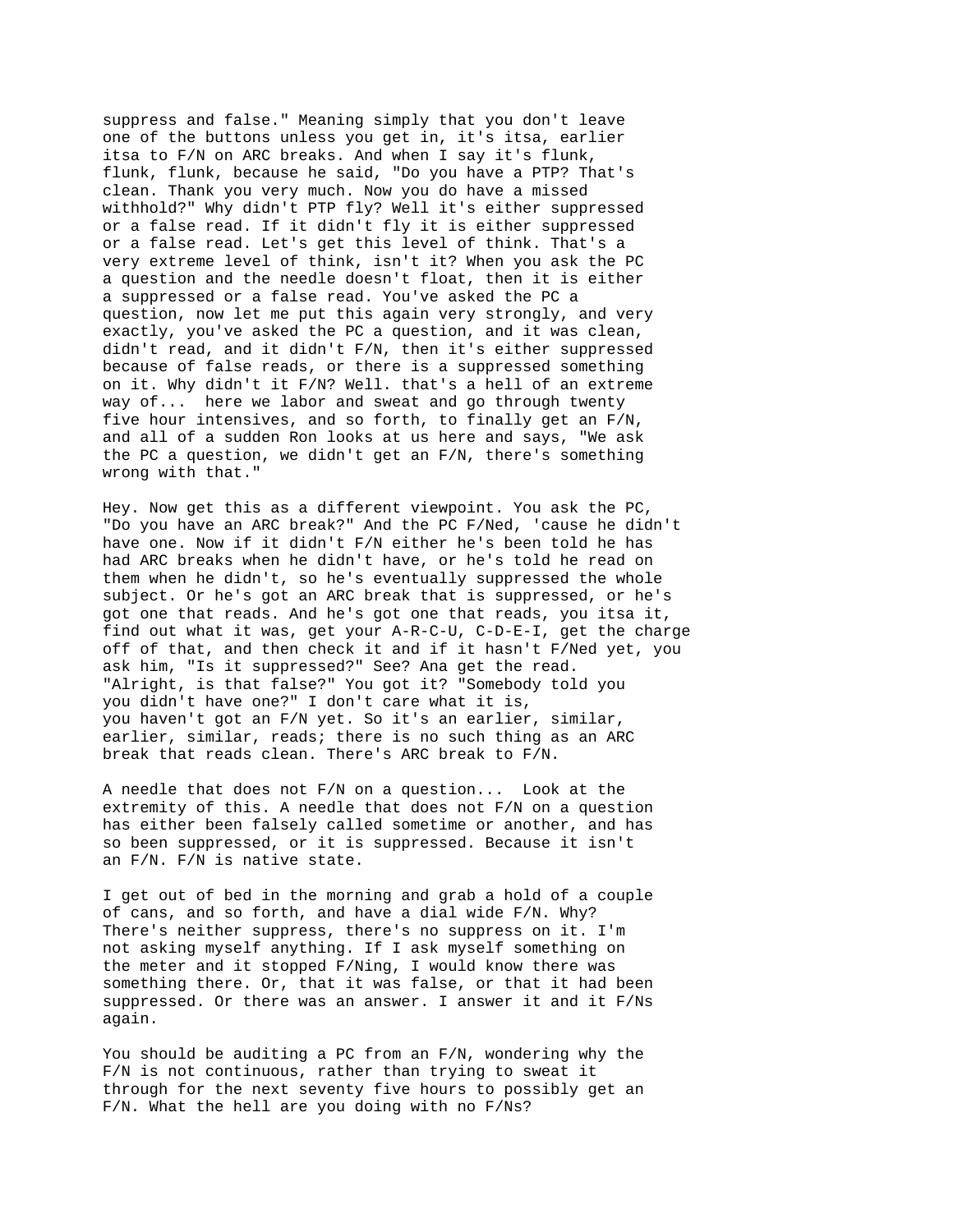suppress and false." Meaning simply that you don't leave one of the buttons unless you get in, it's itsa, earlier itsa to F/N on ARC breaks. And when I say it's flunk, flunk, flunk, because he said, "Do you have a PTP? That's clean. Thank you very much. Now you do have a missed withhold?" Why didn't PTP fly? Well it's either suppressed or a false read. If it didn't fly it is either suppressed or a false read. Let's get this level of think. That's a very extreme level of think, isn't it? When you ask the PC a question and the needle doesn't float, then it is either a suppressed or a false read. You've asked the PC a question, now let me put this again very strongly, and very exactly, you've asked the PC a question, and it was clean, didn't read, and it didn't F/N, then it's either suppressed because of false reads, or there is a suppressed something on it. Why didn't it F/N? Well. that's a hell of an extreme way of... here we labor and sweat and go through twenty five hour intensives, and so forth, to finally get an F/N, and all of a sudden Ron looks at us here and says, "We ask the PC a question, we didn't get an F/N, there's something wrong with that."

Hey. Now get this as a different viewpoint. You ask the PC, "Do you have an ARC break?" And the PC F/Ned, 'cause he didn't have one. Now if it didn't F/N either he's been told he has had ARC breaks when he didn't have, or he's told he read on them when he didn't, so he's eventually suppressed the whole subject. Or he's got an ARC break that is suppressed, or he's got one that reads. And he's got one that reads, you itsa it, find out what it was, get your A-R-C-U, C-D-E-I, get the charge off of that, and then check it and if it hasn't F/Ned yet, you ask him, "Is it suppressed?" See? Ana get the read. "Alright, is that false?" You got it? "Somebody told you you didn't have one?" I don't care what it is, you haven't got an F/N yet. So it's an earlier, similar, earlier, similar, reads; there is no such thing as an ARC break that reads clean. There's ARC break to F/N.

A needle that does not F/N on a question... Look at the extremity of this. A needle that does not F/N on a question has either been falsely called sometime or another, and has so been suppressed, or it is suppressed. Because it isn't an F/N. F/N is native state.

I get out of bed in the morning and grab a hold of a couple of cans, and so forth, and have a dial wide F/N. Why? There's neither suppress, there's no suppress on it. I'm not asking myself anything. If I ask myself something on the meter and it stopped F/Ning, I would know there was something there. Or, that it was false, or that it had been suppressed. Or there was an answer. I answer it and it F/Ns again.

You should be auditing a PC from an F/N, wondering why the F/N is not continuous, rather than trying to sweat it through for the next seventy five hours to possibly get an F/N. What the hell are you doing with no F/Ns?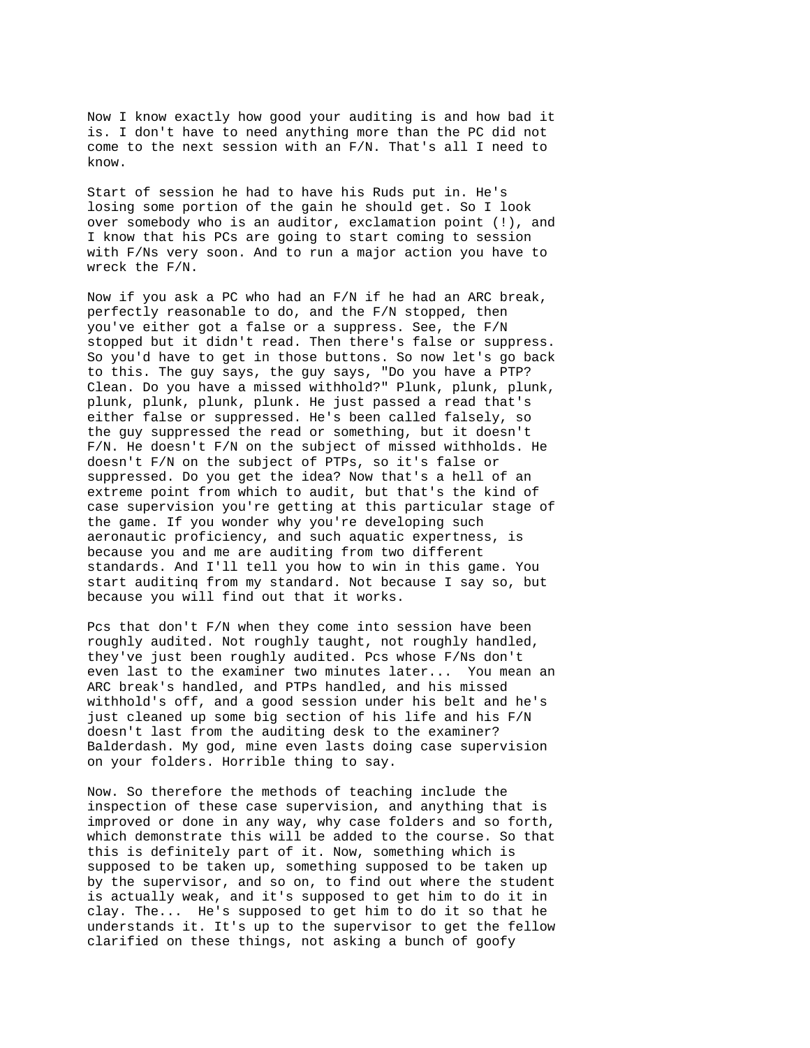Now I know exactly how good your auditing is and how bad it is. I don't have to need anything more than the PC did not come to the next session with an F/N. That's all I need to know.

Start of session he had to have his Ruds put in. He's losing some portion of the gain he should get. So I look over somebody who is an auditor, exclamation point (!), and I know that his PCs are going to start coming to session with F/Ns very soon. And to run a major action you have to wreck the F/N.

Now if you ask a PC who had an F/N if he had an ARC break, perfectly reasonable to do, and the F/N stopped, then you've either got a false or a suppress. See, the F/N stopped but it didn't read. Then there's false or suppress. So you'd have to get in those buttons. So now let's go back to this. The guy says, the guy says, "Do you have a PTP? Clean. Do you have a missed withhold?" Plunk, plunk, plunk, plunk, plunk, plunk, plunk. He just passed a read that's either false or suppressed. He's been called falsely, so the guy suppressed the read or something, but it doesn't F/N. He doesn't F/N on the subject of missed withholds. He doesn't F/N on the subject of PTPs, so it's false or suppressed. Do you get the idea? Now that's a hell of an extreme point from which to audit, but that's the kind of case supervision you're getting at this particular stage of the game. If you wonder why you're developing such aeronautic proficiency, and such aquatic expertness, is because you and me are auditing from two different standards. And I'll tell you how to win in this game. You start auditinq from my standard. Not because I say so, but because you will find out that it works.

Pcs that don't F/N when they come into session have been roughly audited. Not roughly taught, not roughly handled, they've just been roughly audited. Pcs whose F/Ns don't even last to the examiner two minutes later... You mean an ARC break's handled, and PTPs handled, and his missed withhold's off, and a good session under his belt and he's just cleaned up some big section of his life and his F/N doesn't last from the auditing desk to the examiner? Balderdash. My god, mine even lasts doing case supervision on your folders. Horrible thing to say.

Now. So therefore the methods of teaching include the inspection of these case supervision, and anything that is improved or done in any way, why case folders and so forth, which demonstrate this will be added to the course. So that this is definitely part of it. Now, something which is supposed to be taken up, something supposed to be taken up by the supervisor, and so on, to find out where the student is actually weak, and it's supposed to get him to do it in clay. The... He's supposed to get him to do it so that he understands it. It's up to the supervisor to get the fellow clarified on these things, not asking a bunch of goofy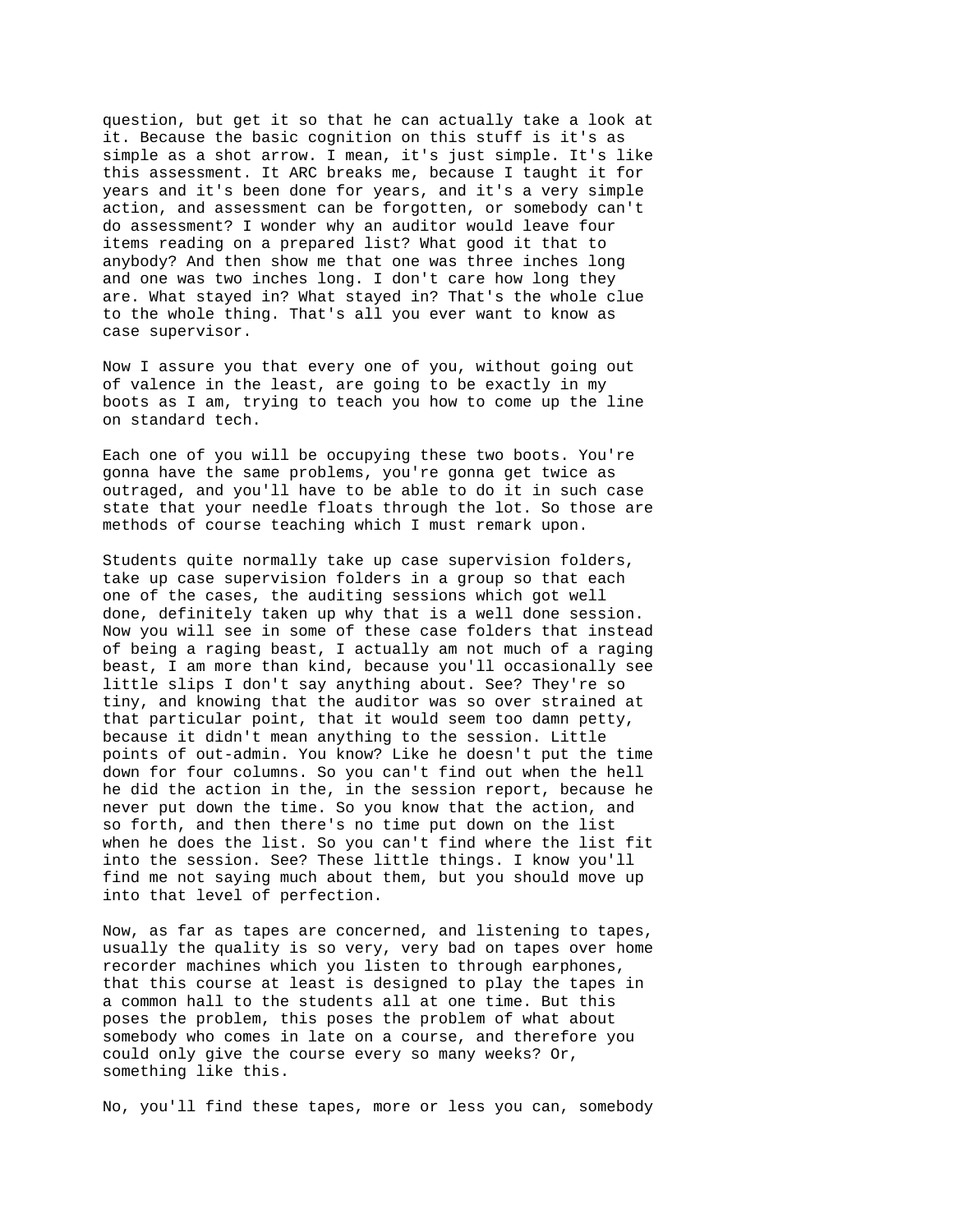question, but get it so that he can actually take a look at it. Because the basic cognition on this stuff is it's as simple as a shot arrow. I mean, it's just simple. It's like this assessment. It ARC breaks me, because I taught it for years and it's been done for years, and it's a very simple action, and assessment can be forgotten, or somebody can't do assessment? I wonder why an auditor would leave four items reading on a prepared list? What good it that to anybody? And then show me that one was three inches long and one was two inches long. I don't care how long they are. What stayed in? What stayed in? That's the whole clue to the whole thing. That's all you ever want to know as case supervisor.

Now I assure you that every one of you, without going out of valence in the least, are going to be exactly in my boots as I am, trying to teach you how to come up the line on standard tech.

Each one of you will be occupying these two boots. You're gonna have the same problems, you're gonna get twice as outraged, and you'll have to be able to do it in such case state that your needle floats through the lot. So those are methods of course teaching which I must remark upon.

Students quite normally take up case supervision folders, take up case supervision folders in a group so that each one of the cases, the auditing sessions which got well done, definitely taken up why that is a well done session. Now you will see in some of these case folders that instead of being a raging beast, I actually am not much of a raging beast, I am more than kind, because you'll occasionally see little slips I don't say anything about. See? They're so tiny, and knowing that the auditor was so over strained at that particular point, that it would seem too damn petty, because it didn't mean anything to the session. Little points of out-admin. You know? Like he doesn't put the time down for four columns. So you can't find out when the hell he did the action in the, in the session report, because he never put down the time. So you know that the action, and so forth, and then there's no time put down on the list when he does the list. So you can't find where the list fit into the session. See? These little things. I know you'll find me not saying much about them, but you should move up into that level of perfection.

Now, as far as tapes are concerned, and listening to tapes, usually the quality is so very, very bad on tapes over home recorder machines which you listen to through earphones, that this course at least is designed to play the tapes in a common hall to the students all at one time. But this poses the problem, this poses the problem of what about somebody who comes in late on a course, and therefore you could only give the course every so many weeks? Or, something like this.

No, you'll find these tapes, more or less you can, somebody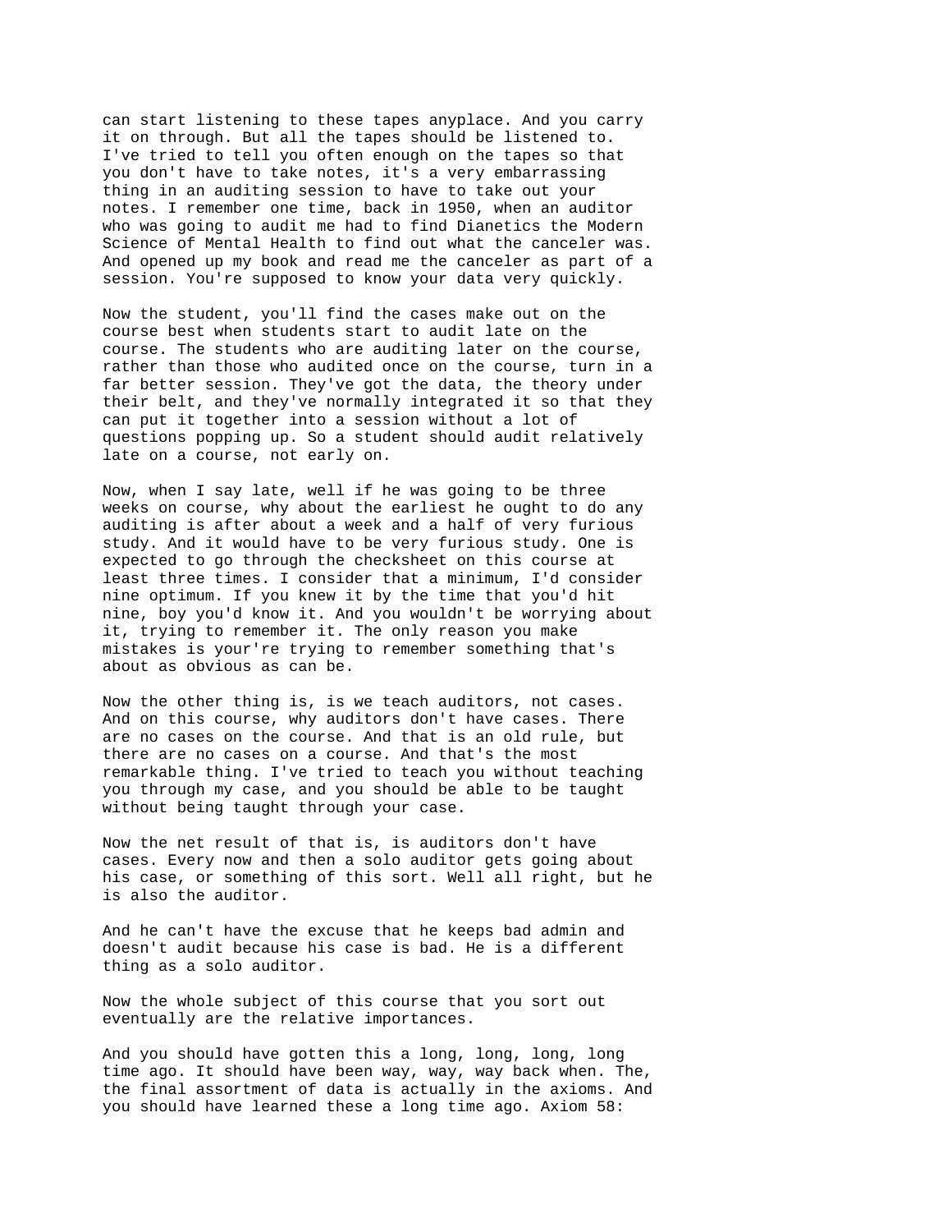can start listening to these tapes anyplace. And you carry it on through. But all the tapes should be listened to. I've tried to tell you often enough on the tapes so that you don't have to take notes, it's a very embarrassing thing in an auditing session to have to take out your notes. I remember one time, back in 1950, when an auditor who was going to audit me had to find Dianetics the Modern Science of Mental Health to find out what the canceler was. And opened up my book and read me the canceler as part of a session. You're supposed to know your data very quickly.

Now the student, you'll find the cases make out on the course best when students start to audit late on the course. The students who are auditing later on the course, rather than those who audited once on the course, turn in a far better session. They've got the data, the theory under their belt, and they've normally integrated it so that they can put it together into a session without a lot of questions popping up. So a student should audit relatively late on a course, not early on.

Now, when I say late, well if he was going to be three weeks on course, why about the earliest he ought to do any auditing is after about a week and a half of very furious study. And it would have to be very furious study. One is expected to go through the checksheet on this course at least three times. I consider that a minimum, I'd consider nine optimum. If you knew it by the time that you'd hit nine, boy you'd know it. And you wouldn't be worrying about it, trying to remember it. The only reason you make mistakes is your're trying to remember something that's about as obvious as can be.

Now the other thing is, is we teach auditors, not cases. And on this course, why auditors don't have cases. There are no cases on the course. And that is an old rule, but there are no cases on a course. And that's the most remarkable thing. I've tried to teach you without teaching you through my case, and you should be able to be taught without being taught through your case.

Now the net result of that is, is auditors don't have cases. Every now and then a solo auditor gets going about his case, or something of this sort. Well all right, but he is also the auditor.

And he can't have the excuse that he keeps bad admin and doesn't audit because his case is bad. He is a different thing as a solo auditor.

Now the whole subject of this course that you sort out eventually are the relative importances.

And you should have gotten this a long, long, long, long time ago. It should have been way, way, way back when. The, the final assortment of data is actually in the axioms. And you should have learned these a long time ago. Axiom 58: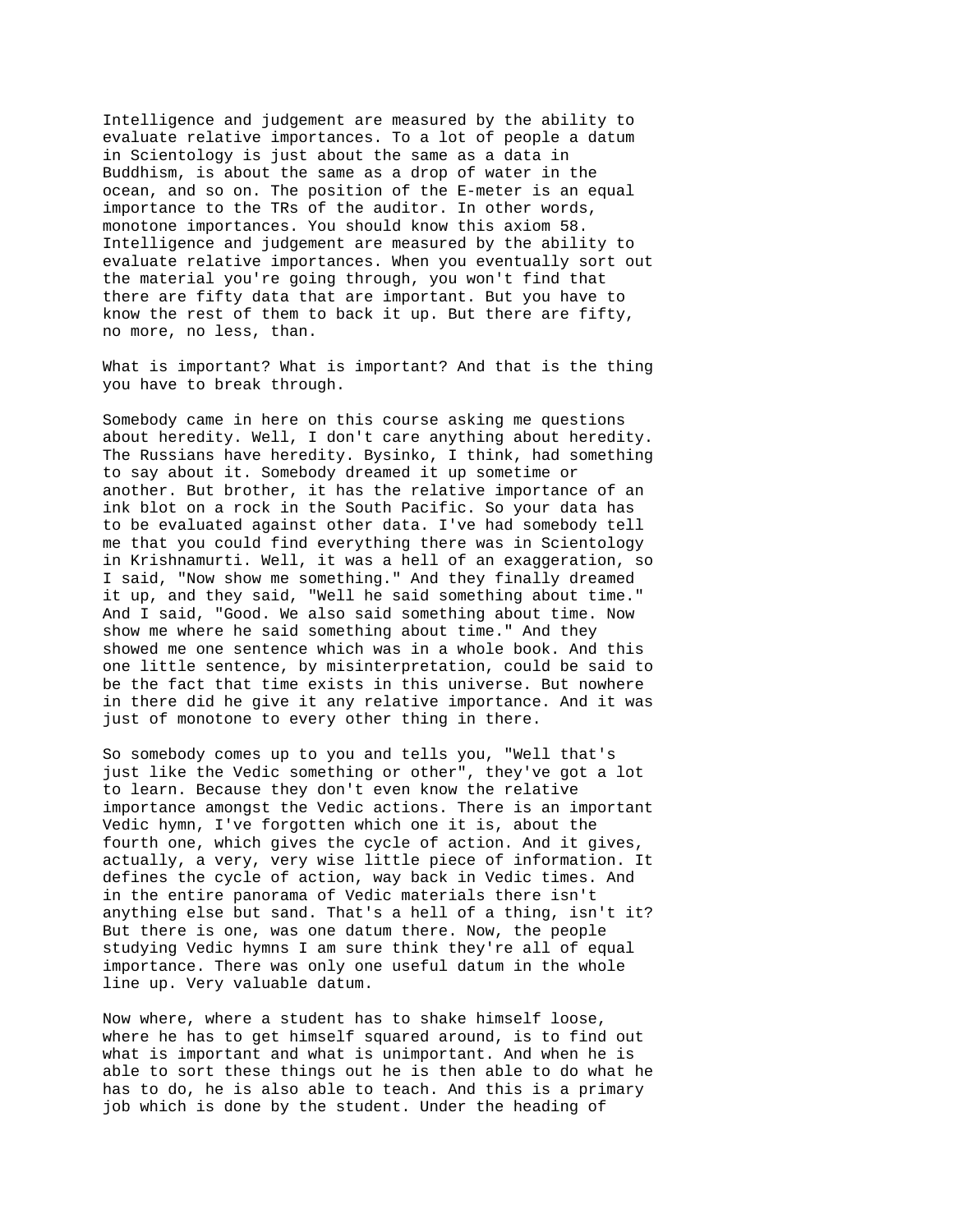Intelligence and judgement are measured by the ability to evaluate relative importances. To a lot of people a datum in Scientology is just about the same as a data in Buddhism, is about the same as a drop of water in the ocean, and so on. The position of the E-meter is an equal importance to the TRs of the auditor. In other words, monotone importances. You should know this axiom 58. Intelligence and judgement are measured by the ability to evaluate relative importances. When you eventually sort out the material you're going through, you won't find that there are fifty data that are important. But you have to know the rest of them to back it up. But there are fifty, no more, no less, than.

What is important? What is important? And that is the thing you have to break through.

Somebody came in here on this course asking me questions about heredity. Well, I don't care anything about heredity. The Russians have heredity. Bysinko, I think, had something to say about it. Somebody dreamed it up sometime or another. But brother, it has the relative importance of an ink blot on a rock in the South Pacific. So your data has to be evaluated against other data. I've had somebody tell me that you could find everything there was in Scientology in Krishnamurti. Well, it was a hell of an exaggeration, so I said, "Now show me something." And they finally dreamed it up, and they said, "Well he said something about time." And I said, "Good. We also said something about time. Now show me where he said something about time." And they showed me one sentence which was in a whole book. And this one little sentence, by misinterpretation, could be said to be the fact that time exists in this universe. But nowhere in there did he give it any relative importance. And it was just of monotone to every other thing in there.

So somebody comes up to you and tells you, "Well that's just like the Vedic something or other", they've got a lot to learn. Because they don't even know the relative importance amongst the Vedic actions. There is an important Vedic hymn, I've forgotten which one it is, about the fourth one, which gives the cycle of action. And it gives, actually, a very, very wise little piece of information. It defines the cycle of action, way back in Vedic times. And in the entire panorama of Vedic materials there isn't anything else but sand. That's a hell of a thing, isn't it? But there is one, was one datum there. Now, the people studying Vedic hymns I am sure think they're all of equal importance. There was only one useful datum in the whole line up. Very valuable datum.

Now where, where a student has to shake himself loose, where he has to get himself squared around, is to find out what is important and what is unimportant. And when he is able to sort these things out he is then able to do what he has to do, he is also able to teach. And this is a primary job which is done by the student. Under the heading of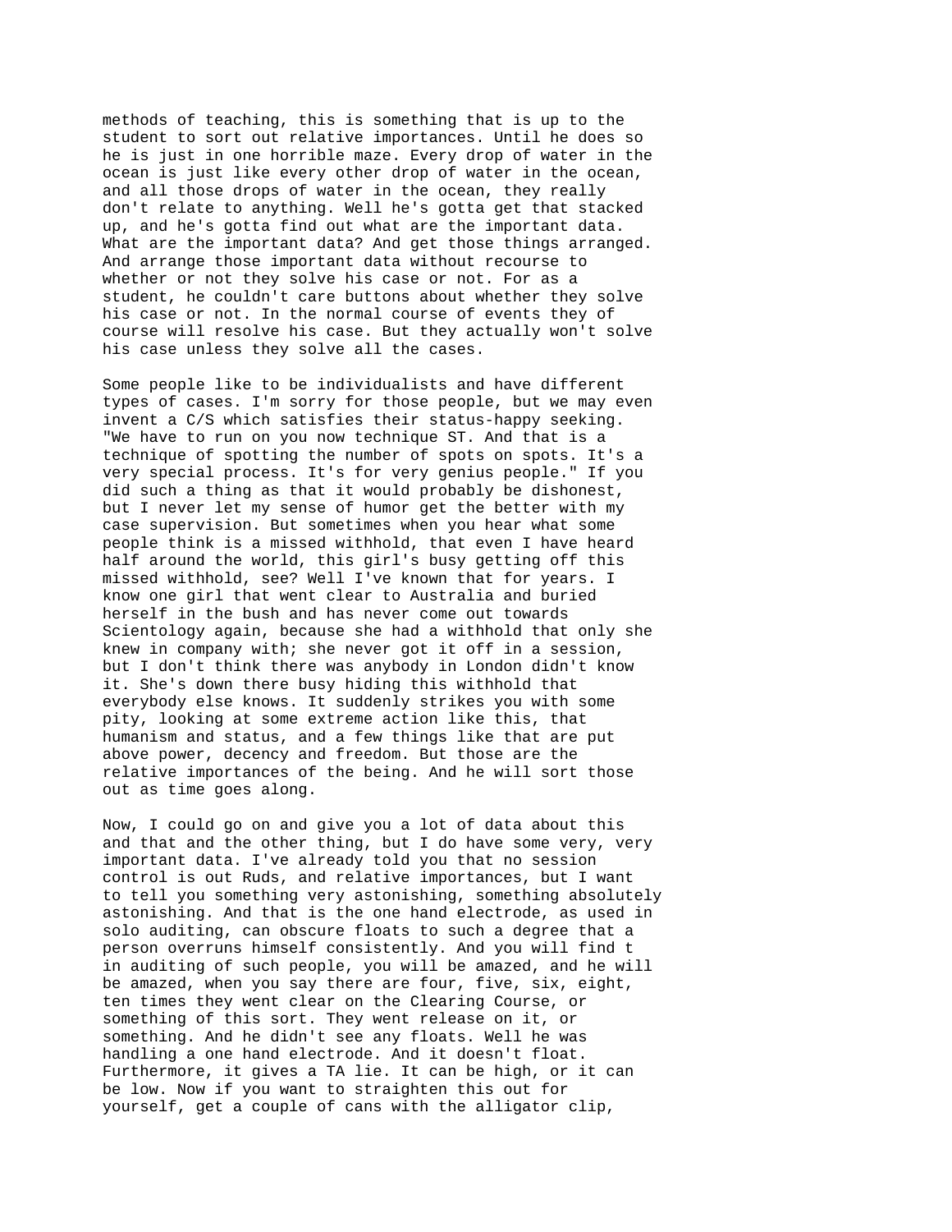methods of teaching, this is something that is up to the student to sort out relative importances. Until he does so he is just in one horrible maze. Every drop of water in the ocean is just like every other drop of water in the ocean, and all those drops of water in the ocean, they really don't relate to anything. Well he's gotta get that stacked up, and he's gotta find out what are the important data. What are the important data? And get those things arranged. And arrange those important data without recourse to whether or not they solve his case or not. For as a student, he couldn't care buttons about whether they solve his case or not. In the normal course of events they of course will resolve his case. But they actually won't solve his case unless they solve all the cases.

Some people like to be individualists and have different types of cases. I'm sorry for those people, but we may even invent a C/S which satisfies their status-happy seeking. "We have to run on you now technique ST. And that is a technique of spotting the number of spots on spots. It's a very special process. It's for very genius people." If you did such a thing as that it would probably be dishonest, but I never let my sense of humor get the better with my case supervision. But sometimes when you hear what some people think is a missed withhold, that even I have heard half around the world, this girl's busy getting off this missed withhold, see? Well I've known that for years. I know one girl that went clear to Australia and buried herself in the bush and has never come out towards Scientology again, because she had a withhold that only she knew in company with; she never got it off in a session, but I don't think there was anybody in London didn't know it. She's down there busy hiding this withhold that everybody else knows. It suddenly strikes you with some pity, looking at some extreme action like this, that humanism and status, and a few things like that are put above power, decency and freedom. But those are the relative importances of the being. And he will sort those out as time goes along.

Now, I could go on and give you a lot of data about this and that and the other thing, but I do have some very, very important data. I've already told you that no session control is out Ruds, and relative importances, but I want to tell you something very astonishing, something absolutely astonishing. And that is the one hand electrode, as used in solo auditing, can obscure floats to such a degree that a person overruns himself consistently. And you will find t in auditing of such people, you will be amazed, and he will be amazed, when you say there are four, five, six, eight, ten times they went clear on the Clearing Course, or something of this sort. They went release on it, or something. And he didn't see any floats. Well he was handling a one hand electrode. And it doesn't float. Furthermore, it gives a TA lie. It can be high, or it can be low. Now if you want to straighten this out for yourself, get a couple of cans with the alligator clip,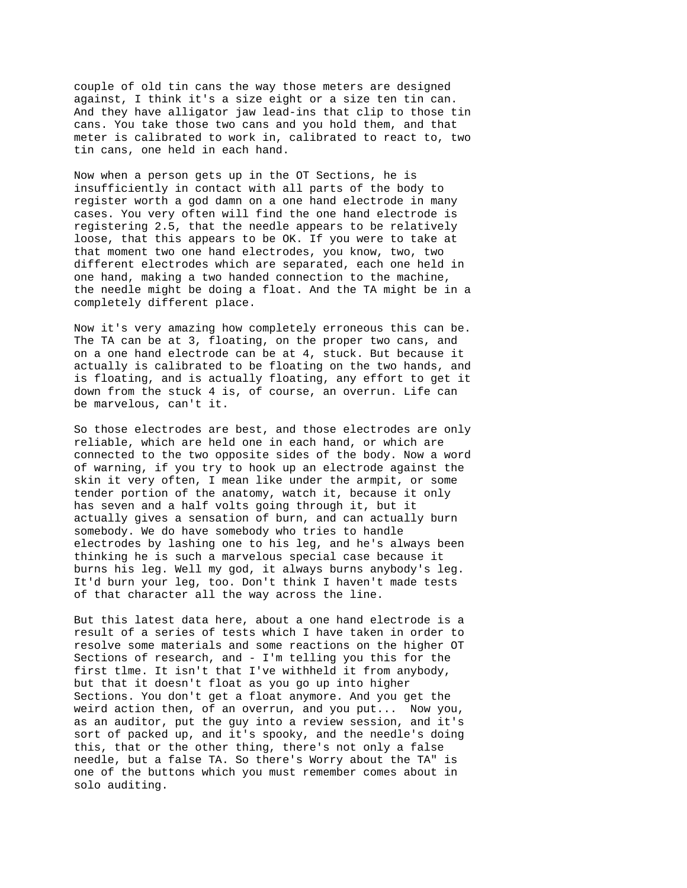couple of old tin cans the way those meters are designed against, I think it's a size eight or a size ten tin can. And they have alligator jaw lead-ins that clip to those tin cans. You take those two cans and you hold them, and that meter is calibrated to work in, calibrated to react to, two tin cans, one held in each hand.

Now when a person gets up in the OT Sections, he is insufficiently in contact with all parts of the body to register worth a god damn on a one hand electrode in many cases. You very often will find the one hand electrode is registering 2.5, that the needle appears to be relatively loose, that this appears to be OK. If you were to take at that moment two one hand electrodes, you know, two, two different electrodes which are separated, each one held in one hand, making a two handed connection to the machine, the needle might be doing a float. And the TA might be in a completely different place.

Now it's very amazing how completely erroneous this can be. The TA can be at 3, floating, on the proper two cans, and on a one hand electrode can be at 4, stuck. But because it actually is calibrated to be floating on the two hands, and is floating, and is actually floating, any effort to get it down from the stuck 4 is, of course, an overrun. Life can be marvelous, can't it.

So those electrodes are best, and those electrodes are only reliable, which are held one in each hand, or which are connected to the two opposite sides of the body. Now a word of warning, if you try to hook up an electrode against the skin it very often, I mean like under the armpit, or some tender portion of the anatomy, watch it, because it only has seven and a half volts going through it, but it actually gives a sensation of burn, and can actually burn somebody. We do have somebody who tries to handle electrodes by lashing one to his leg, and he's always been thinking he is such a marvelous special case because it burns his leg. Well my god, it always burns anybody's leg. It'd burn your leg, too. Don't think I haven't made tests of that character all the way across the line.

But this latest data here, about a one hand electrode is a result of a series of tests which I have taken in order to resolve some materials and some reactions on the higher OT Sections of research, and - I'm telling you this for the first tlme. It isn't that I've withheld it from anybody, but that it doesn't float as you go up into higher Sections. You don't get a float anymore. And you get the weird action then, of an overrun, and you put...  Now you, as an auditor, put the guy into a review session, and it's sort of packed up, and it's spooky, and the needle's doing this, that or the other thing, there's not only a false needle, but a false TA. So there's Worry about the TA" is one of the buttons which you must remember comes about in solo auditing.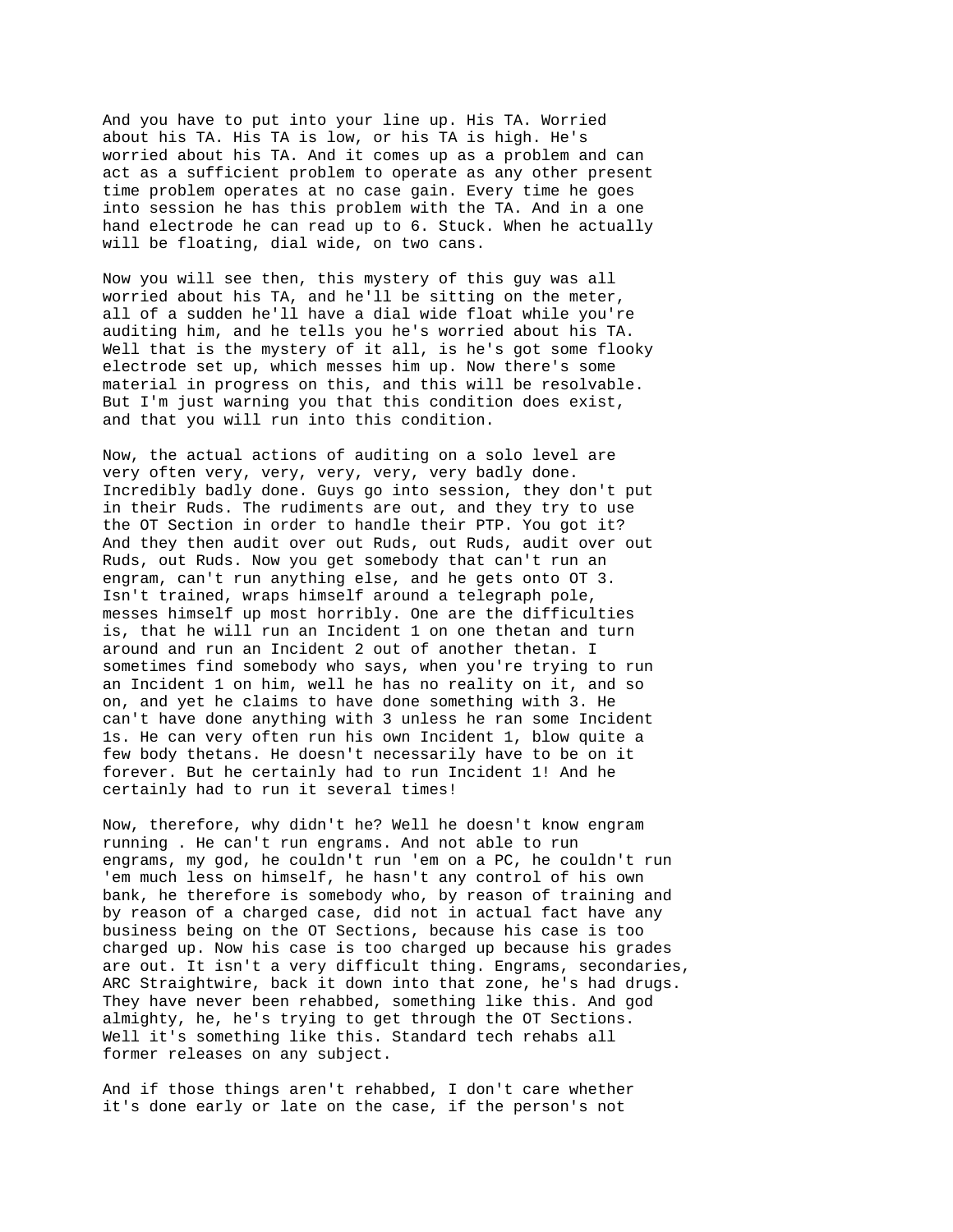And you have to put into your line up. His TA. Worried about his TA. His TA is low, or his TA is high. He's worried about his TA. And it comes up as a problem and can act as a sufficient problem to operate as any other present time problem operates at no case gain. Every time he goes into session he has this problem with the TA. And in a one hand electrode he can read up to 6. Stuck. When he actually will be floating, dial wide, on two cans.

Now you will see then, this mystery of this guy was all worried about his TA, and he'll be sitting on the meter, all of a sudden he'll have a dial wide float while you're auditing him, and he tells you he's worried about his TA. Well that is the mystery of it all, is he's got some flooky electrode set up, which messes him up. Now there's some material in progress on this, and this will be resolvable. But I'm just warning you that this condition does exist, and that you will run into this condition.

Now, the actual actions of auditing on a solo level are very often very, very, very, very, very badly done. Incredibly badly done. Guys go into session, they don't put in their Ruds. The rudiments are out, and they try to use the OT Section in order to handle their PTP. You got it? And they then audit over out Ruds, out Ruds, audit over out Ruds, out Ruds. Now you get somebody that can't run an engram, can't run anything else, and he gets onto OT 3. Isn't trained, wraps himself around a telegraph pole, messes himself up most horribly. One are the difficulties is, that he will run an Incident 1 on one thetan and turn around and run an Incident 2 out of another thetan. I sometimes find somebody who says, when you're trying to run an Incident 1 on him, well he has no reality on it, and so on, and yet he claims to have done something with 3. He can't have done anything with 3 unless he ran some Incident 1s. He can very often run his own Incident 1, blow quite a few body thetans. He doesn't necessarily have to be on it forever. But he certainly had to run Incident 1! And he certainly had to run it several times!

Now, therefore, why didn't he? Well he doesn't know engram running . He can't run engrams. And not able to run engrams, my god, he couldn't run 'em on a PC, he couldn't run 'em much less on himself, he hasn't any control of his own bank, he therefore is somebody who, by reason of training and by reason of a charged case, did not in actual fact have any business being on the OT Sections, because his case is too charged up. Now his case is too charged up because his grades are out. It isn't a very difficult thing. Engrams, secondaries, ARC Straightwire, back it down into that zone, he's had drugs. They have never been rehabbed, something like this. And god almighty, he, he's trying to get through the OT Sections. Well it's something like this. Standard tech rehabs all former releases on any subject.

And if those things aren't rehabbed, I don't care whether it's done early or late on the case, if the person's not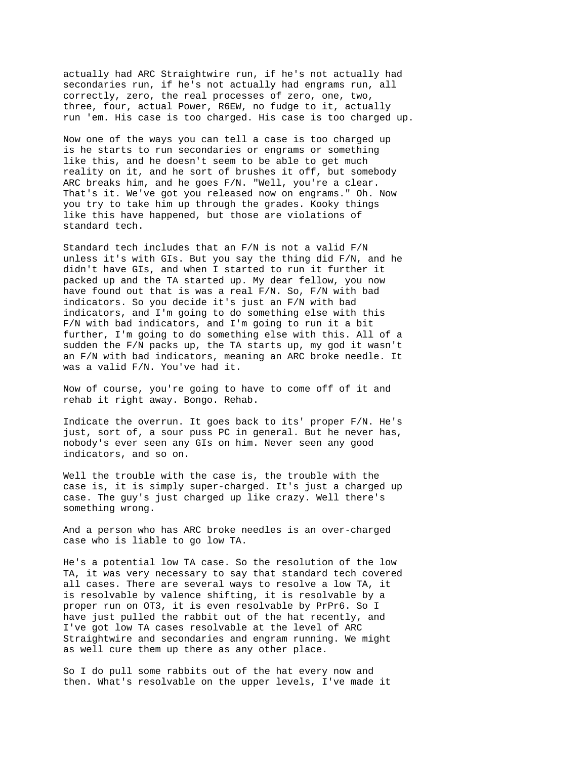actually had ARC Straightwire run, if he's not actually had secondaries run, if he's not actually had engrams run, all correctly, zero, the real processes of zero, one, two, three, four, actual Power, R6EW, no fudge to it, actually run 'em. His case is too charged. His case is too charged up.

Now one of the ways you can tell a case is too charged up is he starts to run secondaries or engrams or something like this, and he doesn't seem to be able to get much reality on it, and he sort of brushes it off, but somebody ARC breaks him, and he goes F/N. "Well, you're a clear. That's it. We've got you released now on engrams." Oh. Now you try to take him up through the grades. Kooky things like this have happened, but those are violations of standard tech.

Standard tech includes that an F/N is not a valid F/N unless it's with GIs. But you say the thing did F/N, and he didn't have GIs, and when I started to run it further it packed up and the TA started up. My dear fellow, you now have found out that is was a real F/N. So, F/N with bad indicators. So you decide it's just an F/N with bad indicators, and I'm going to do something else with this F/N with bad indicators, and I'm going to run it a bit further, I'm going to do something else with this. All of a sudden the F/N packs up, the TA starts up, my god it wasn't an F/N with bad indicators, meaning an ARC broke needle. It was a valid F/N. You've had it.

Now of course, you're going to have to come off of it and rehab it right away. Bongo. Rehab.

Indicate the overrun. It goes back to its' proper F/N. He's just, sort of, a sour puss PC in general. But he never has, nobody's ever seen any GIs on him. Never seen any good indicators, and so on.

Well the trouble with the case is, the trouble with the case is, it is simply super-charged. It's just a charged up case. The guy's just charged up like crazy. Well there's something wrong.

And a person who has ARC broke needles is an over-charged case who is liable to go low TA.

He's a potential low TA case. So the resolution of the low TA, it was very necessary to say that standard tech covered all cases. There are several ways to resolve a low TA, it is resolvable by valence shifting, it is resolvable by a proper run on OT3, it is even resolvable by PrPr6. So I have just pulled the rabbit out of the hat recently, and I've got low TA cases resolvable at the level of ARC Straightwire and secondaries and engram running. We might as well cure them up there as any other place.

So I do pull some rabbits out of the hat every now and then. What's resolvable on the upper levels, I've made it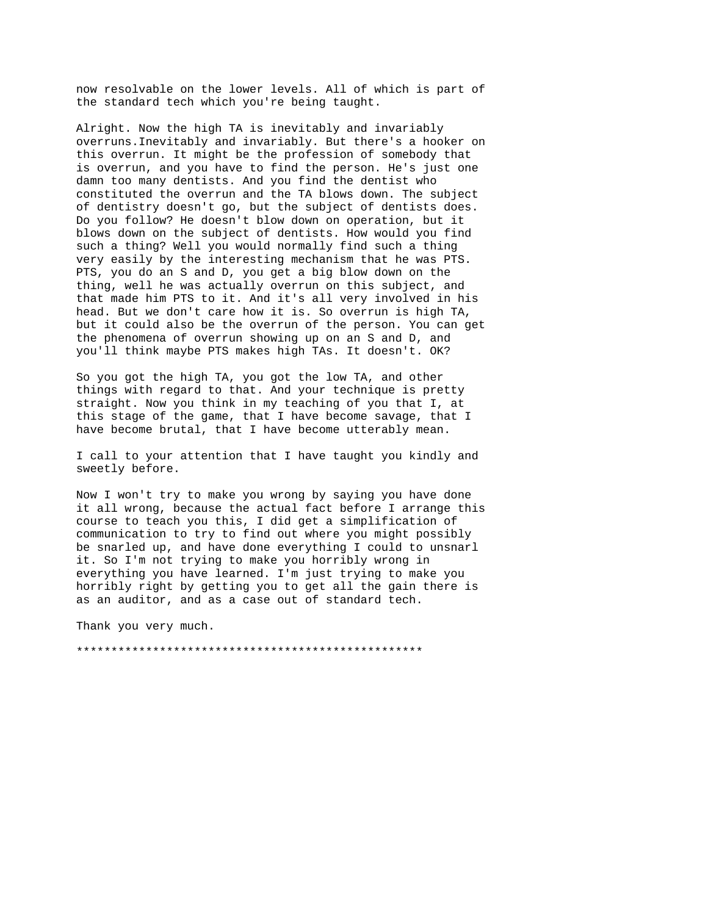now resolvable on the lower levels. All of which is part of the standard tech which you're being taught.

Alright. Now the high TA is inevitably and invariably overruns.Inevitably and invariably. But there's a hooker on this overrun. It might be the profession of somebody that is overrun, and you have to find the person. He's just one damn too many dentists. And you find the dentist who constituted the overrun and the TA blows down. The subject of dentistry doesn't go, but the subject of dentists does. Do you follow? He doesn't blow down on operation, but it blows down on the subject of dentists. How would you find such a thing? Well you would normally find such a thing very easily by the interesting mechanism that he was PTS. PTS, you do an S and D, you get a big blow down on the thing, well he was actually overrun on this subject, and that made him PTS to it. And it's all very involved in his head. But we don't care how it is. So overrun is high TA, but it could also be the overrun of the person. You can get the phenomena of overrun showing up on an S and D, and you'll think maybe PTS makes high TAs. It doesn't. OK?

So you got the high TA, you got the low TA, and other things with regard to that. And your technique is pretty straight. Now you think in my teaching of you that I, at this stage of the game, that I have become savage, that I have become brutal, that I have become utterly mean.

I call to your attention that I have taught you kindly and sweetly before.

Now I won't try to make you wrong by saying you have done it all wrong, because the actual fact before I arrange this course to teach you this, I did get a simplification of communication to try to find out where you might possibly be snarled up, and have done everything I could to unsnarl it. So I'm not trying to make you horribly wrong in everything you have learned. I'm just trying to make you horribly right by getting you to get all the gain there is as an auditor, and as a case out of standard tech.

Thank you very much.

****************************************************